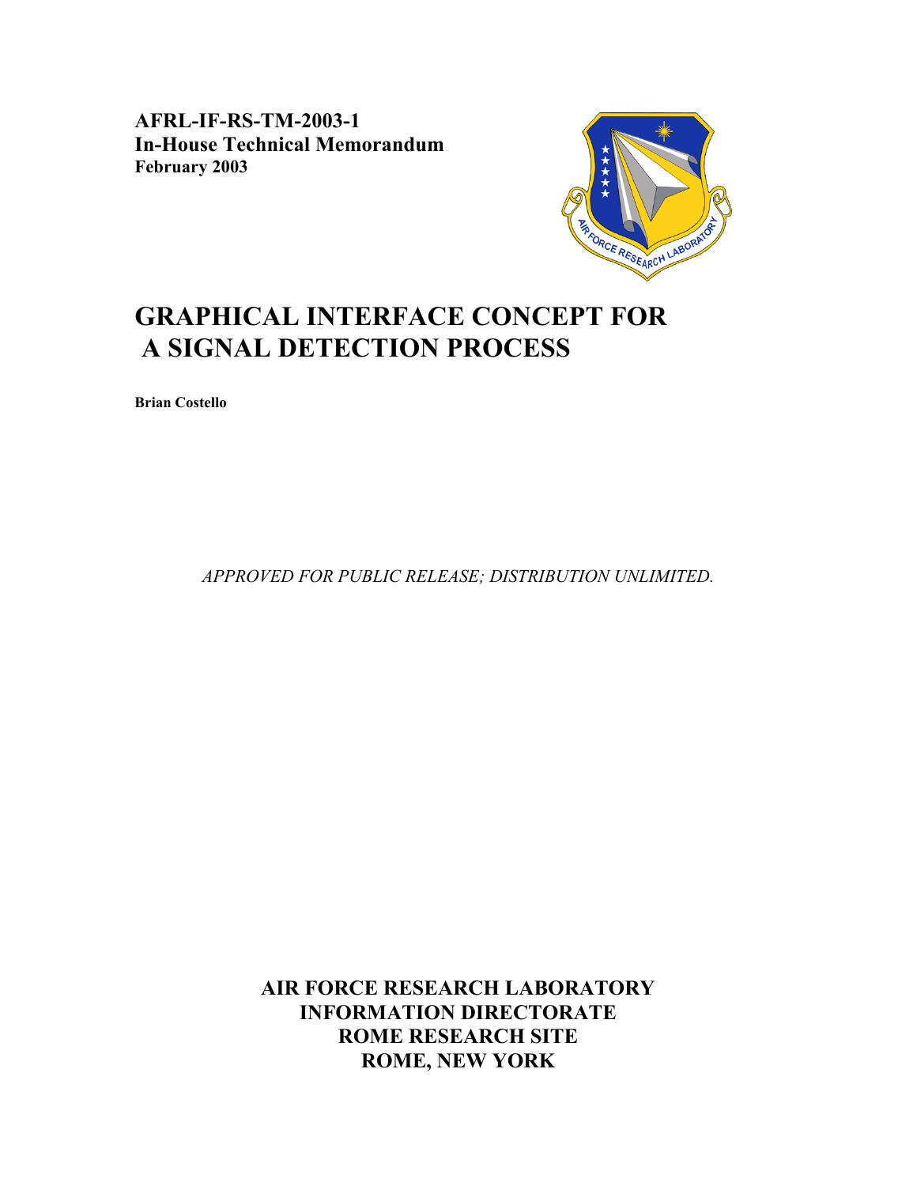**AFRL-IF-RS-TM-2003-1**
**In-House Technical Memorandum**
**February 2003**

# GRAPHICAL INTERFACE CONCEPT FOR A SIGNAL DETECTION PROCESS

**Brian Costello**

*APPROVED FOR PUBLIC RELEASE; DISTRIBUTION UNLIMITED.*

**AIR FORCE RESEARCH LABORATORY**
**INFORMATION DIRECTORATE**
**ROME RESEARCH SITE**
**ROME, NEW YORK**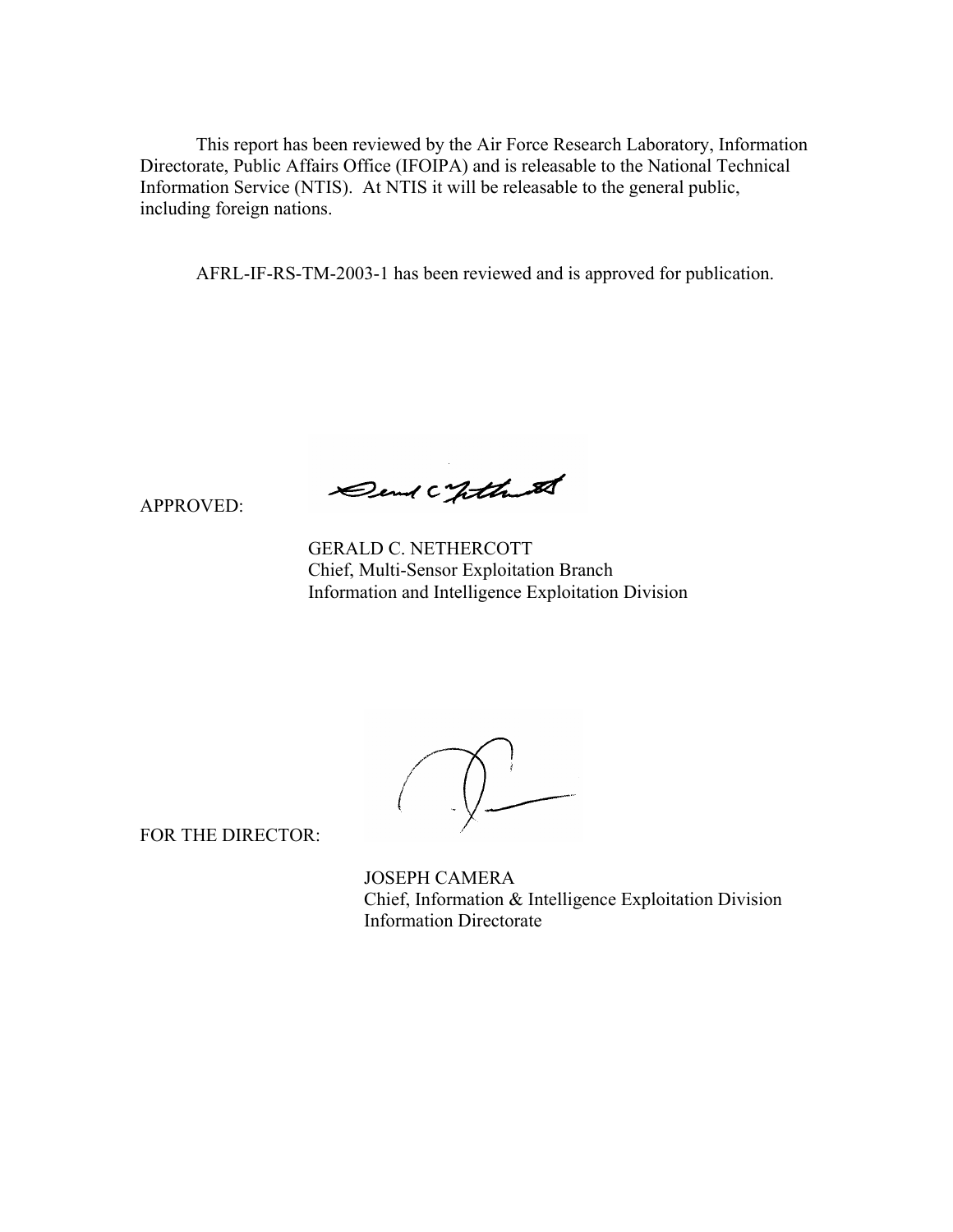This report has been reviewed by the Air Force Research Laboratory, Information Directorate, Public Affairs Office (IFOIPA) and is releasable to the National Technical Information Service (NTIS). At NTIS it will be releasable to the general public, including foreign nations.

AFRL-IF-RS-TM-2003-1 has been reviewed and is approved for publication.

APPROVED:

GERALD C. NETHERCOTT
Chief, Multi-Sensor Exploitation Branch
Information and Intelligence Exploitation Division

FOR THE DIRECTOR:

JOSEPH CAMERA
Chief, Information & Intelligence Exploitation Division
Information Directorate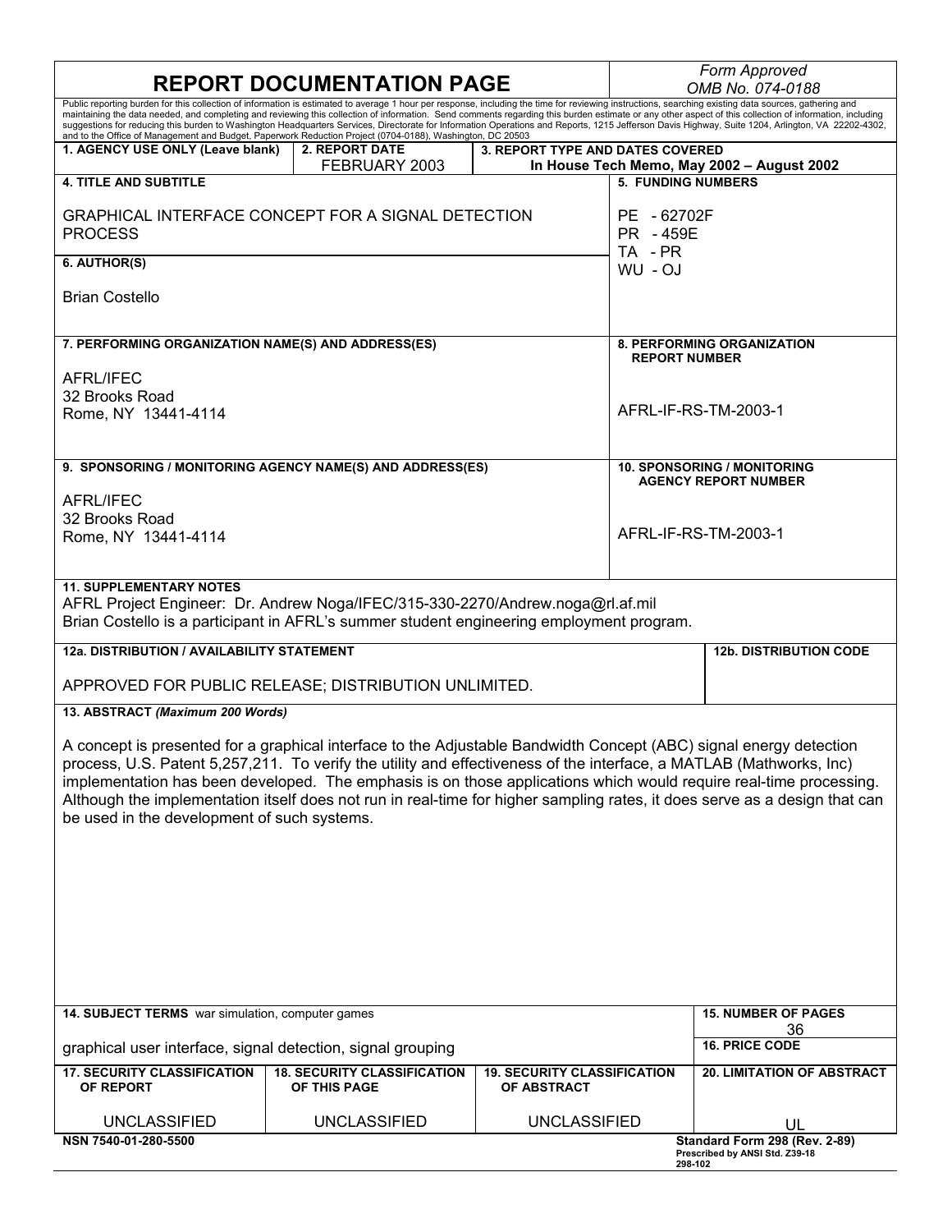# REPORT DOCUMENTATION PAGE

*Form Approved*
*OMB No. 074-0188*

Public reporting burden for this collection of information is estimated to average 1 hour per response, including the time for reviewing instructions, searching existing data sources, gathering and maintaining the data needed, and completing and reviewing this collection of information. Send comments regarding this burden estimate or any other aspect of this collection of information, including suggestions for reducing this burden to Washington Headquarters Services, Directorate for Information Operations and Reports, 1215 Jefferson Davis Highway, Suite 1204, Arlington, VA 22202-4302, and to the Office of Management and Budget, Paperwork Reduction Project (0704-0188), Washington, DC 20503

| 1. AGENCY USE ONLY (Leave blank) | 2. REPORT DATE | 3. REPORT TYPE AND DATES COVERED |
|---|---|---|
| | FEBRUARY 2003 | In House Tech Memo, May 2002 – August 2002 |

**4. TITLE AND SUBTITLE**

GRAPHICAL INTERFACE CONCEPT FOR A SIGNAL DETECTION PROCESS

**5. FUNDING NUMBERS**

PE - 62702F
PR - 459E
TA - PR
WU - OJ

**6. AUTHOR(S)**

Brian Costello

**7. PERFORMING ORGANIZATION NAME(S) AND ADDRESS(ES)**

AFRL/IFEC
32 Brooks Road
Rome, NY 13441-4114

**8. PERFORMING ORGANIZATION REPORT NUMBER**

AFRL-IF-RS-TM-2003-1

**9. SPONSORING / MONITORING AGENCY NAME(S) AND ADDRESS(ES)**

AFRL/IFEC
32 Brooks Road
Rome, NY 13441-4114

**10. SPONSORING / MONITORING AGENCY REPORT NUMBER**

AFRL-IF-RS-TM-2003-1

**11. SUPPLEMENTARY NOTES**

AFRL Project Engineer: Dr. Andrew Noga/IFEC/315-330-2270/Andrew.noga@rl.af.mil
Brian Costello is a participant in AFRL's summer student engineering employment program.

| 12a. DISTRIBUTION / AVAILABILITY STATEMENT | 12b. DISTRIBUTION CODE |
|---|---|
| APPROVED FOR PUBLIC RELEASE; DISTRIBUTION UNLIMITED. | |

**13. ABSTRACT** *(Maximum 200 Words)*

A concept is presented for a graphical interface to the Adjustable Bandwidth Concept (ABC) signal energy detection process, U.S. Patent 5,257,211. To verify the utility and effectiveness of the interface, a MATLAB (Mathworks, Inc) implementation has been developed. The emphasis is on those applications which would require real-time processing. Although the implementation itself does not run in real-time for higher sampling rates, it does serve as a design that can be used in the development of such systems.

| 14. SUBJECT TERMS war simulation, computer games | 15. NUMBER OF PAGES |
|---|---|
| | 36 |
| graphical user interface, signal detection, signal grouping | 16. PRICE CODE |

| 17. SECURITY CLASSIFICATION OF REPORT | 18. SECURITY CLASSIFICATION OF THIS PAGE | 19. SECURITY CLASSIFICATION OF ABSTRACT | 20. LIMITATION OF ABSTRACT |
|---|---|---|---|
| UNCLASSIFIED | UNCLASSIFIED | UNCLASSIFIED | UL |

NSN 7540-01-280-5500

Standard Form 298 (Rev. 2-89)
Prescribed by ANSI Std. Z39-18
298-102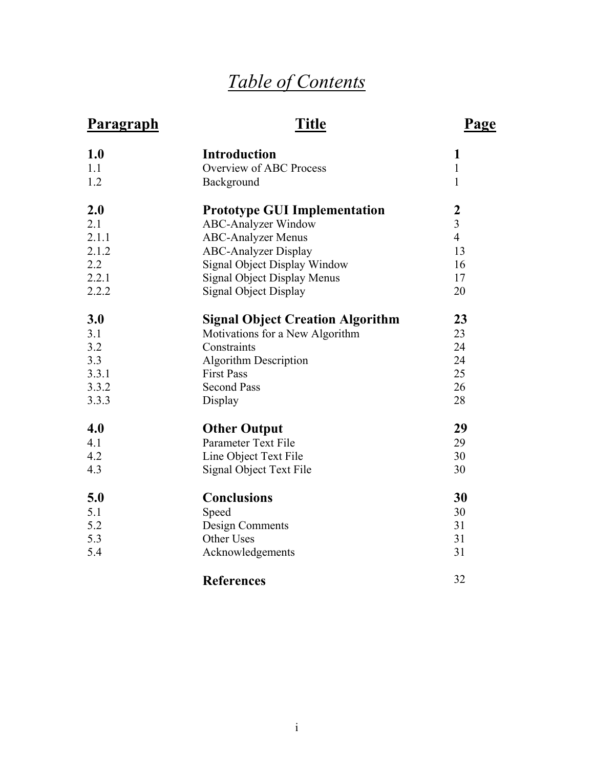# *Table of Contents*

| **Paragraph** | **Title** | **Page** |
|---|---|---|
| **1.0** | **Introduction** | **1** |
| 1.1 | Overview of ABC Process | 1 |
| 1.2 | Background | 1 |
| **2.0** | **Prototype GUI Implementation** | **2** |
| 2.1 | ABC-Analyzer Window | 3 |
| 2.1.1 | ABC-Analyzer Menus | 4 |
| 2.1.2 | ABC-Analyzer Display | 13 |
| 2.2 | Signal Object Display Window | 16 |
| 2.2.1 | Signal Object Display Menus | 17 |
| 2.2.2 | Signal Object Display | 20 |
| **3.0** | **Signal Object Creation Algorithm** | **23** |
| 3.1 | Motivations for a New Algorithm | 23 |
| 3.2 | Constraints | 24 |
| 3.3 | Algorithm Description | 24 |
| 3.3.1 | First Pass | 25 |
| 3.3.2 | Second Pass | 26 |
| 3.3.3 | Display | 28 |
| **4.0** | **Other Output** | **29** |
| 4.1 | Parameter Text File | 29 |
| 4.2 | Line Object Text File | 30 |
| 4.3 | Signal Object Text File | 30 |
| **5.0** | **Conclusions** | **30** |
| 5.1 | Speed | 30 |
| 5.2 | Design Comments | 31 |
| 5.3 | Other Uses | 31 |
| 5.4 | Acknowledgements | 31 |
| | **References** | 32 |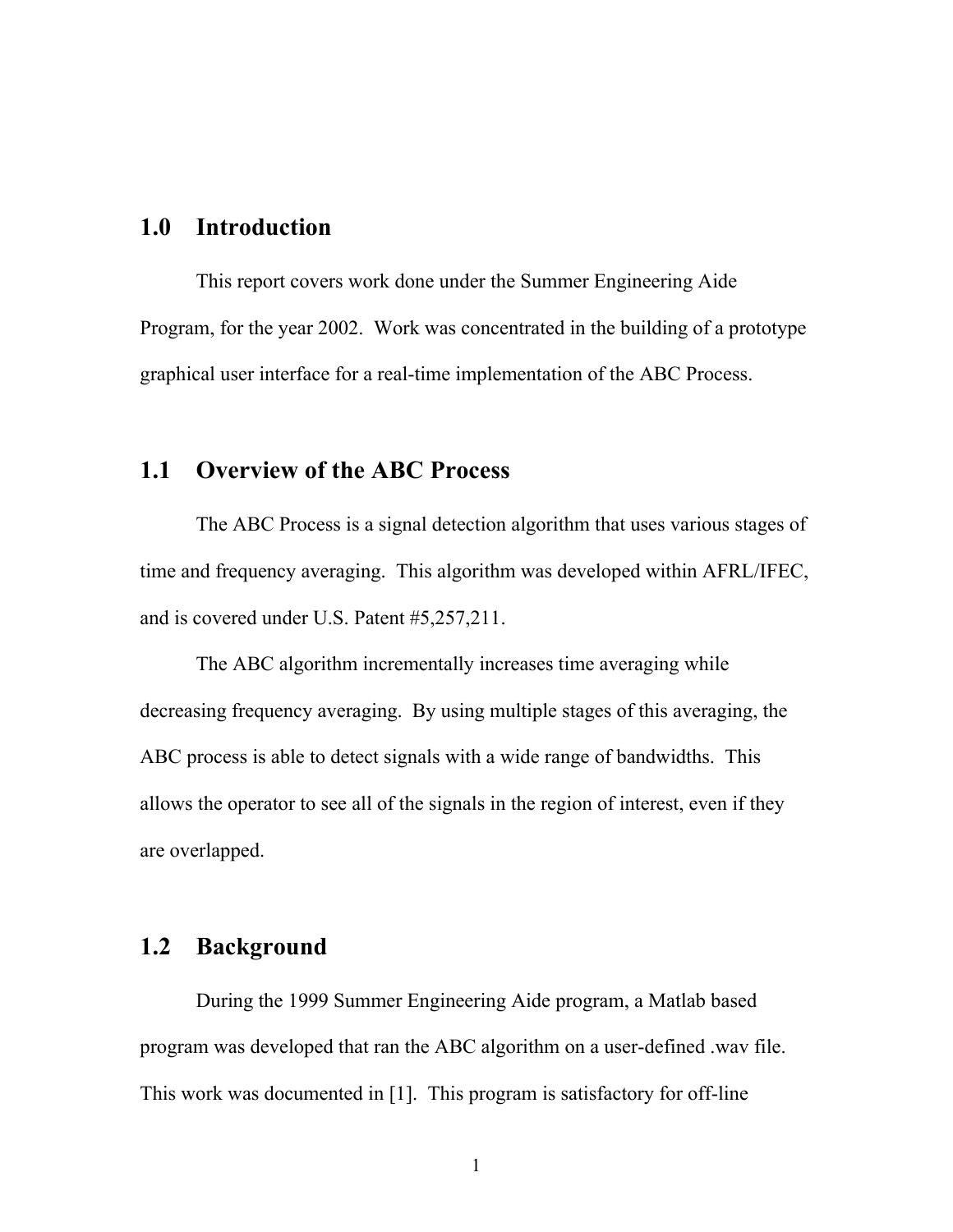## 1.0 Introduction

This report covers work done under the Summer Engineering Aide Program, for the year 2002. Work was concentrated in the building of a prototype graphical user interface for a real-time implementation of the ABC Process.

## 1.1 Overview of the ABC Process

The ABC Process is a signal detection algorithm that uses various stages of time and frequency averaging. This algorithm was developed within AFRL/IFEC, and is covered under U.S. Patent #5,257,211.

The ABC algorithm incrementally increases time averaging while decreasing frequency averaging. By using multiple stages of this averaging, the ABC process is able to detect signals with a wide range of bandwidths. This allows the operator to see all of the signals in the region of interest, even if they are overlapped.

## 1.2 Background

During the 1999 Summer Engineering Aide program, a Matlab based program was developed that ran the ABC algorithm on a user-defined .wav file. This work was documented in [1]. This program is satisfactory for off-line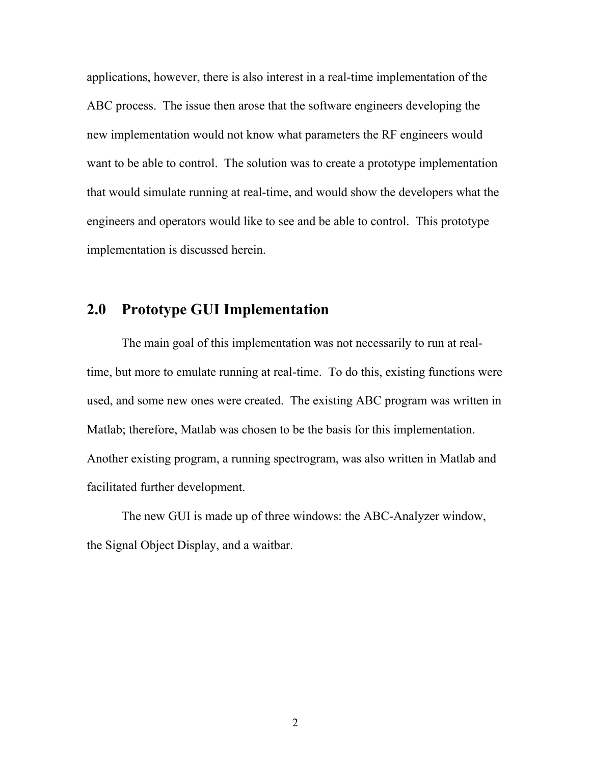applications, however, there is also interest in a real-time implementation of the ABC process. The issue then arose that the software engineers developing the new implementation would not know what parameters the RF engineers would want to be able to control. The solution was to create a prototype implementation that would simulate running at real-time, and would show the developers what the engineers and operators would like to see and be able to control. This prototype implementation is discussed herein.

## 2.0 Prototype GUI Implementation

The main goal of this implementation was not necessarily to run at real-time, but more to emulate running at real-time. To do this, existing functions were used, and some new ones were created. The existing ABC program was written in Matlab; therefore, Matlab was chosen to be the basis for this implementation. Another existing program, a running spectrogram, was also written in Matlab and facilitated further development.

The new GUI is made up of three windows: the ABC-Analyzer window, the Signal Object Display, and a waitbar.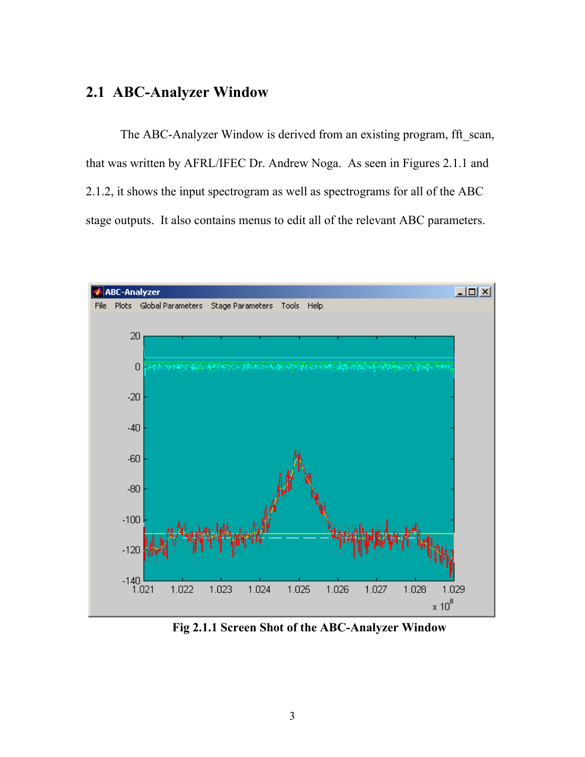## 2.1 ABC-Analyzer Window

The ABC-Analyzer Window is derived from an existing program, fft_scan, that was written by AFRL/IFEC Dr. Andrew Noga. As seen in Figures 2.1.1 and 2.1.2, it shows the input spectrogram as well as spectrograms for all of the ABC stage outputs. It also contains menus to edit all of the relevant ABC parameters.

**Fig 2.1.1 Screen Shot of the ABC-Analyzer Window**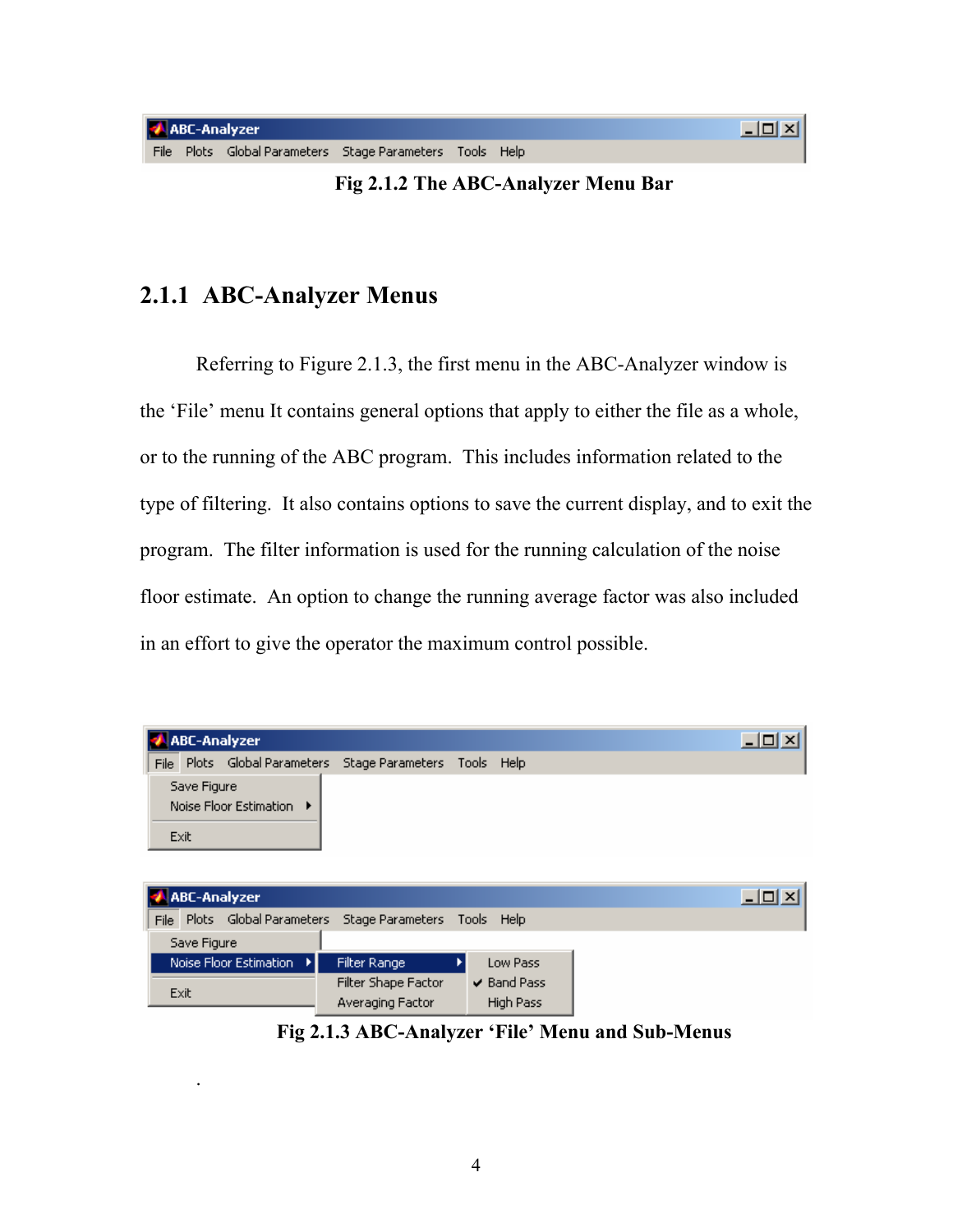Fig 2.1.2 The ABC-Analyzer Menu Bar

### 2.1.1 ABC-Analyzer Menus

Referring to Figure 2.1.3, the first menu in the ABC-Analyzer window is the 'File' menu It contains general options that apply to either the file as a whole, or to the running of the ABC program. This includes information related to the type of filtering. It also contains options to save the current display, and to exit the program. The filter information is used for the running calculation of the noise floor estimate. An option to change the running average factor was also included in an effort to give the operator the maximum control possible.

Fig 2.1.3 ABC-Analyzer 'File' Menu and Sub-Menus

.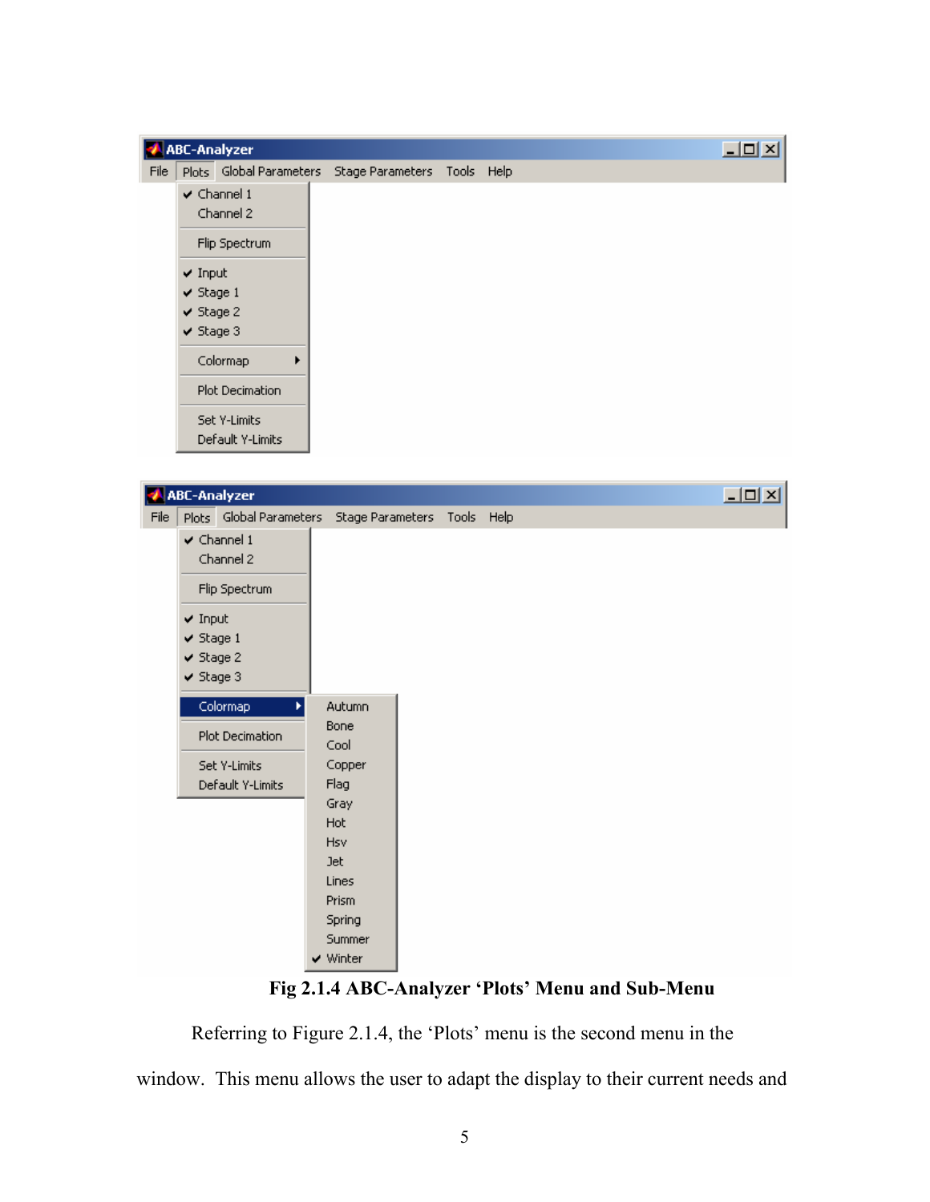**Fig 2.1.4 ABC-Analyzer 'Plots' Menu and Sub-Menu**

Referring to Figure 2.1.4, the 'Plots' menu is the second menu in the window. This menu allows the user to adapt the display to their current needs and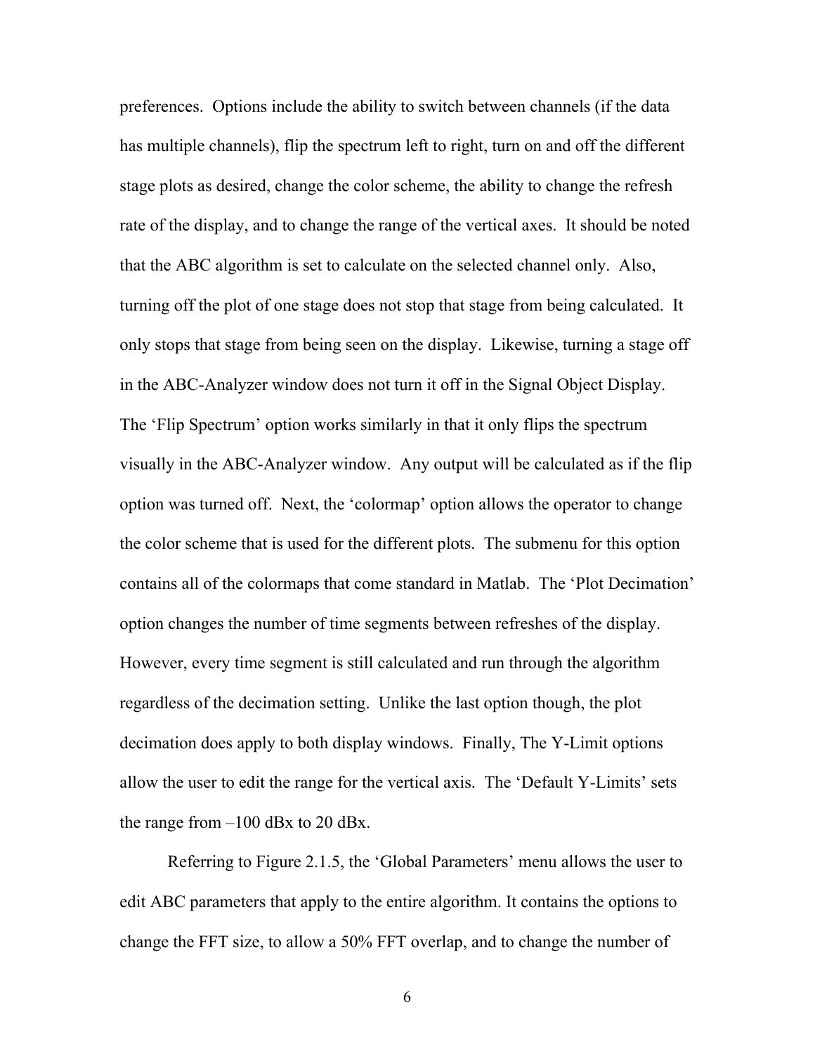preferences. Options include the ability to switch between channels (if the data has multiple channels), flip the spectrum left to right, turn on and off the different stage plots as desired, change the color scheme, the ability to change the refresh rate of the display, and to change the range of the vertical axes. It should be noted that the ABC algorithm is set to calculate on the selected channel only. Also, turning off the plot of one stage does not stop that stage from being calculated. It only stops that stage from being seen on the display. Likewise, turning a stage off in the ABC-Analyzer window does not turn it off in the Signal Object Display. The 'Flip Spectrum' option works similarly in that it only flips the spectrum visually in the ABC-Analyzer window. Any output will be calculated as if the flip option was turned off. Next, the 'colormap' option allows the operator to change the color scheme that is used for the different plots. The submenu for this option contains all of the colormaps that come standard in Matlab. The 'Plot Decimation' option changes the number of time segments between refreshes of the display. However, every time segment is still calculated and run through the algorithm regardless of the decimation setting. Unlike the last option though, the plot decimation does apply to both display windows. Finally, The Y-Limit options allow the user to edit the range for the vertical axis. The 'Default Y-Limits' sets the range from –100 dBx to 20 dBx.

Referring to Figure 2.1.5, the 'Global Parameters' menu allows the user to edit ABC parameters that apply to the entire algorithm. It contains the options to change the FFT size, to allow a 50% FFT overlap, and to change the number of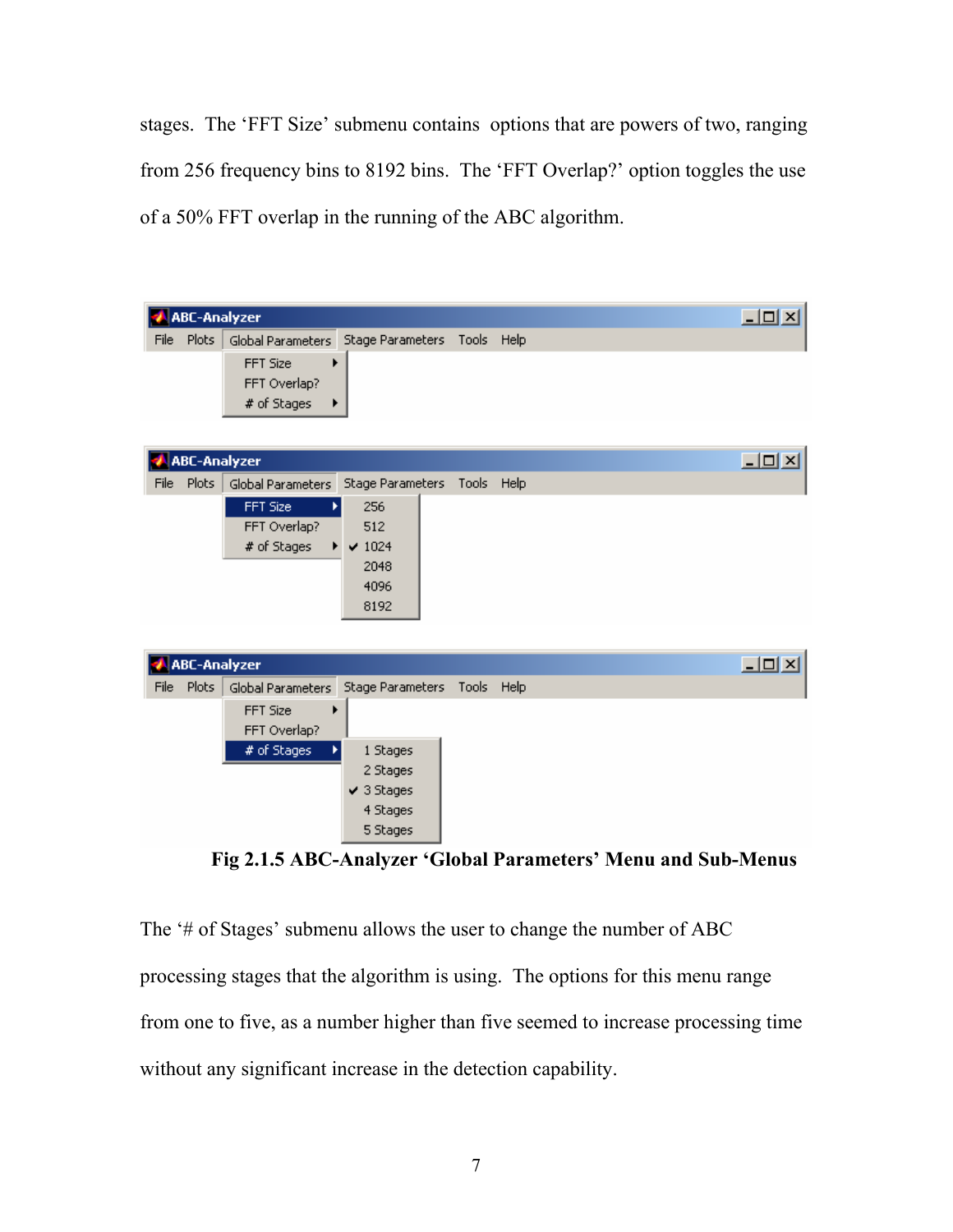stages. The ‘FFT Size’ submenu contains options that are powers of two, ranging from 256 frequency bins to 8192 bins. The ‘FFT Overlap?’ option toggles the use of a 50% FFT overlap in the running of the ABC algorithm.

**Fig 2.1.5 ABC-Analyzer ‘Global Parameters’ Menu and Sub-Menus**

The ‘# of Stages’ submenu allows the user to change the number of ABC processing stages that the algorithm is using. The options for this menu range from one to five, as a number higher than five seemed to increase processing time without any significant increase in the detection capability.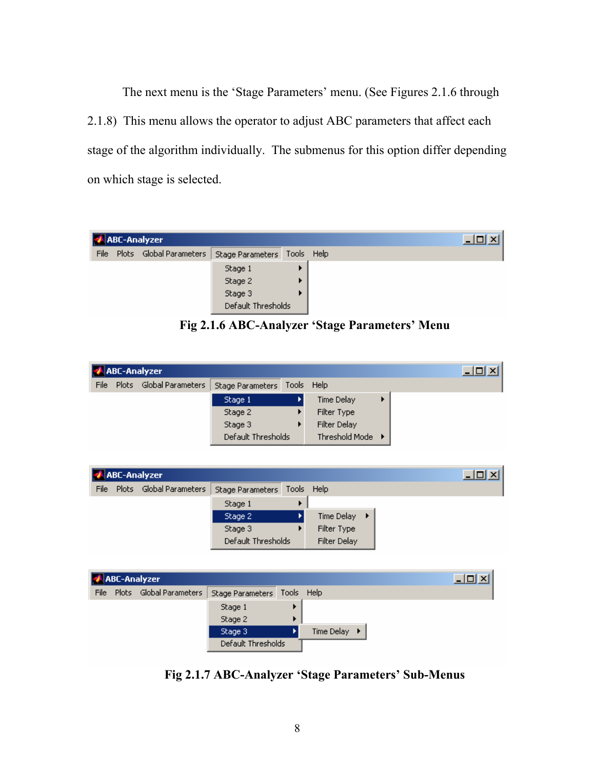The next menu is the 'Stage Parameters' menu. (See Figures 2.1.6 through 2.1.8) This menu allows the operator to adjust ABC parameters that affect each stage of the algorithm individually. The submenus for this option differ depending on which stage is selected.

**Fig 2.1.6 ABC-Analyzer 'Stage Parameters' Menu**

**Fig 2.1.7 ABC-Analyzer 'Stage Parameters' Sub-Menus**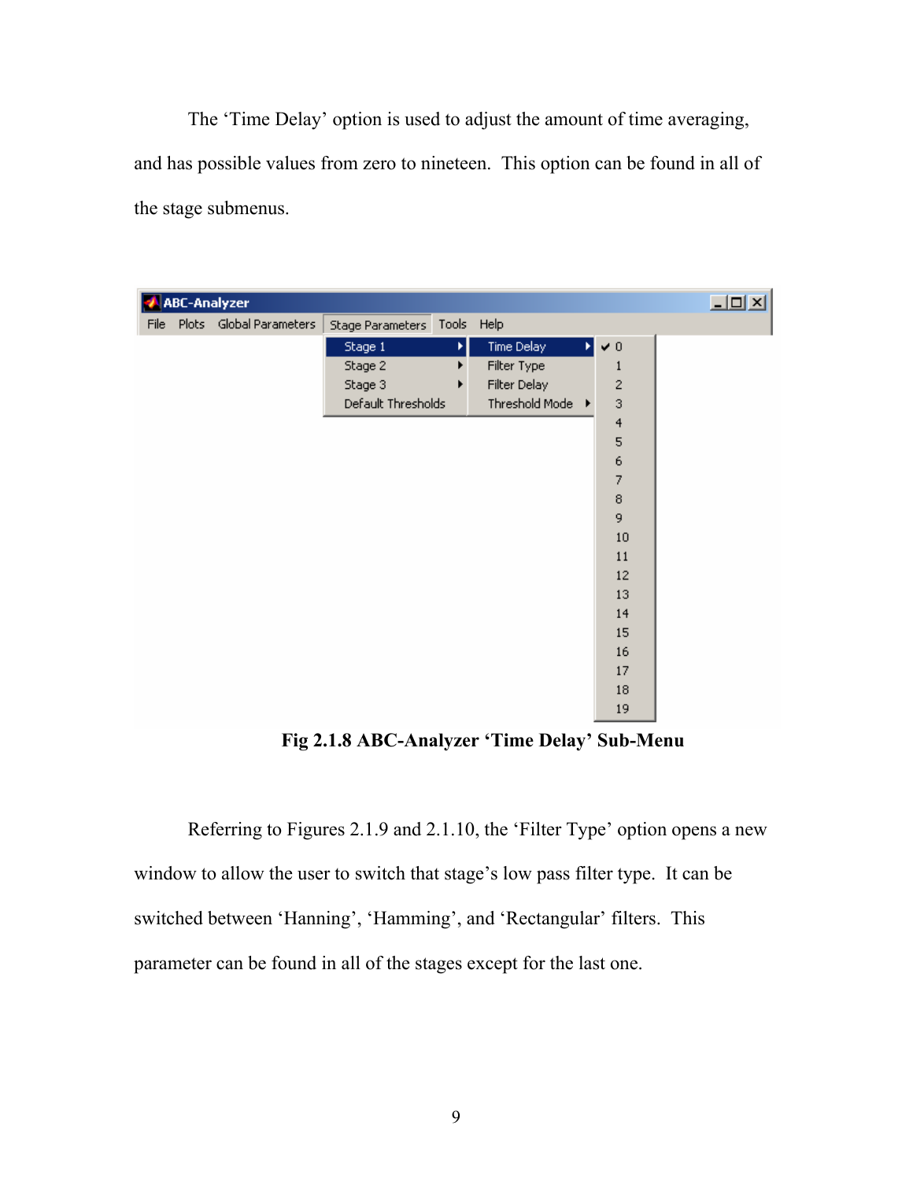The 'Time Delay' option is used to adjust the amount of time averaging, and has possible values from zero to nineteen. This option can be found in all of the stage submenus.

**Fig 2.1.8 ABC-Analyzer 'Time Delay' Sub-Menu**

Referring to Figures 2.1.9 and 2.1.10, the 'Filter Type' option opens a new window to allow the user to switch that stage's low pass filter type. It can be switched between 'Hanning', 'Hamming', and 'Rectangular' filters. This parameter can be found in all of the stages except for the last one.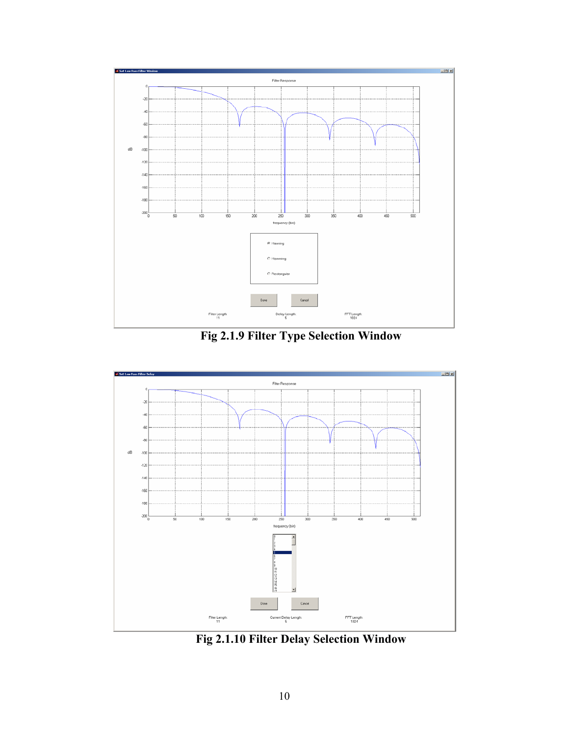Fig 2.1.9 Filter Type Selection Window

Fig 2.1.10 Filter Delay Selection Window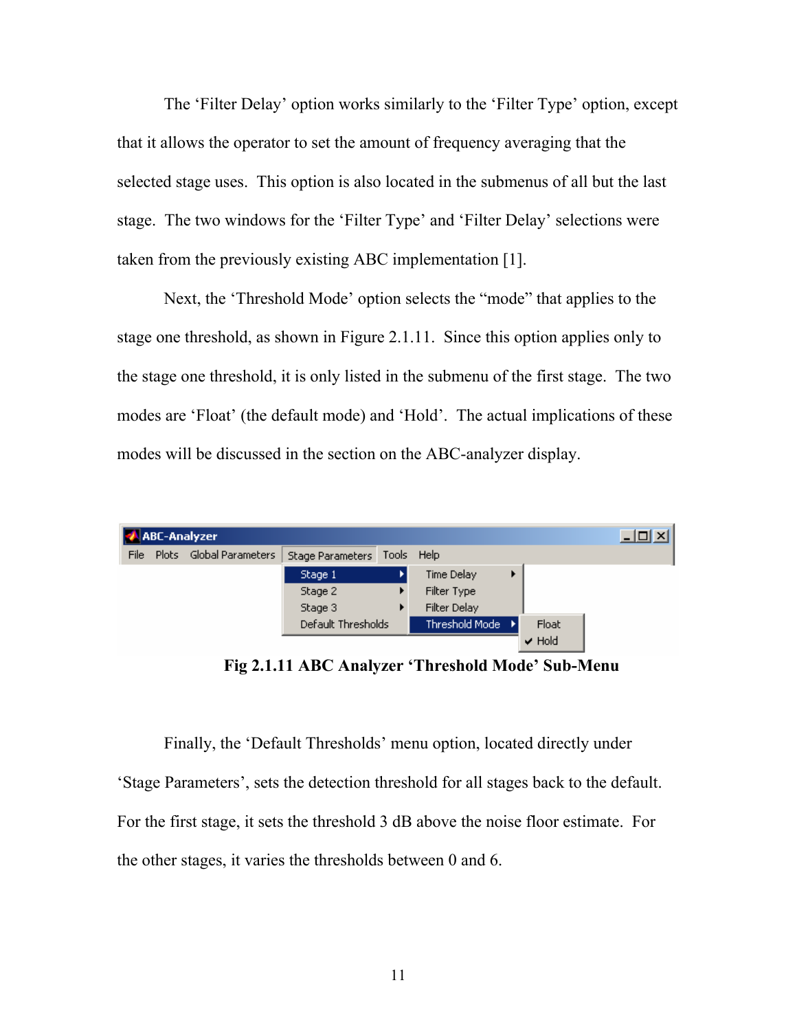The 'Filter Delay' option works similarly to the 'Filter Type' option, except that it allows the operator to set the amount of frequency averaging that the selected stage uses. This option is also located in the submenus of all but the last stage. The two windows for the 'Filter Type' and 'Filter Delay' selections were taken from the previously existing ABC implementation [1].

Next, the 'Threshold Mode' option selects the "mode" that applies to the stage one threshold, as shown in Figure 2.1.11. Since this option applies only to the stage one threshold, it is only listed in the submenu of the first stage. The two modes are 'Float' (the default mode) and 'Hold'. The actual implications of these modes will be discussed in the section on the ABC-analyzer display.

**Fig 2.1.11 ABC Analyzer 'Threshold Mode' Sub-Menu**

Finally, the 'Default Thresholds' menu option, located directly under 'Stage Parameters', sets the detection threshold for all stages back to the default. For the first stage, it sets the threshold 3 dB above the noise floor estimate. For the other stages, it varies the thresholds between 0 and 6.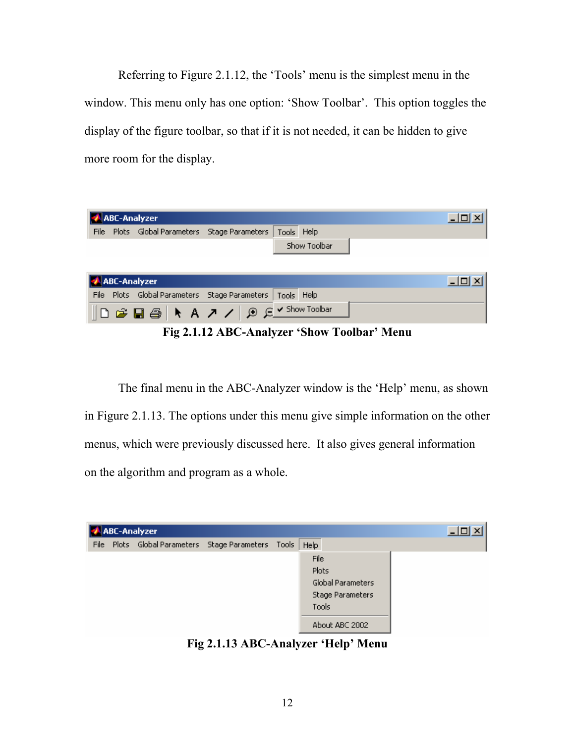Referring to Figure 2.1.12, the 'Tools' menu is the simplest menu in the window. This menu only has one option: 'Show Toolbar'. This option toggles the display of the figure toolbar, so that if it is not needed, it can be hidden to give more room for the display.

**Fig 2.1.12 ABC-Analyzer 'Show Toolbar' Menu**

The final menu in the ABC-Analyzer window is the 'Help' menu, as shown in Figure 2.1.13. The options under this menu give simple information on the other menus, which were previously discussed here. It also gives general information on the algorithm and program as a whole.

**Fig 2.1.13 ABC-Analyzer 'Help' Menu**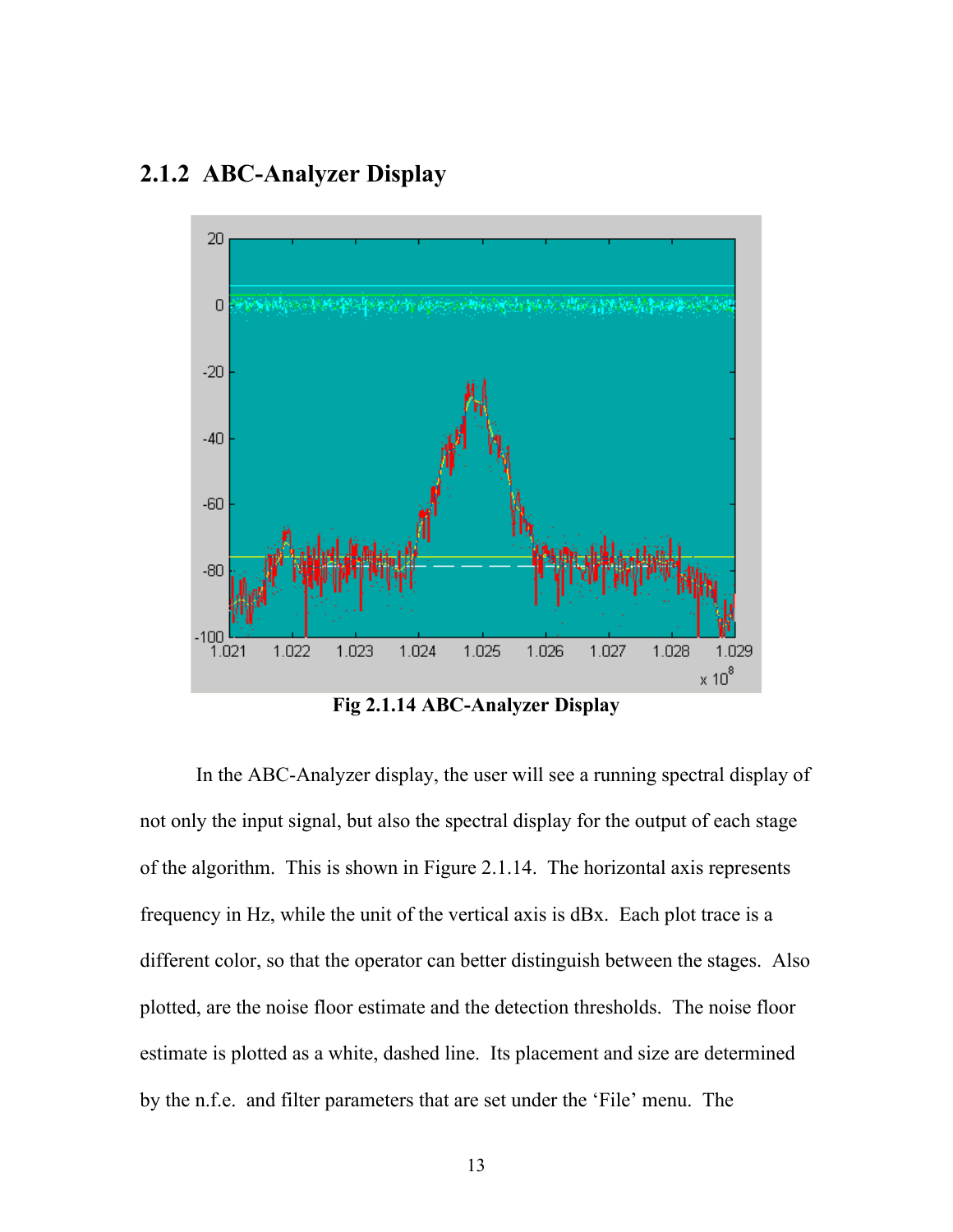## 2.1.2 ABC-Analyzer Display

**Fig 2.1.14 ABC-Analyzer Display**

In the ABC-Analyzer display, the user will see a running spectral display of not only the input signal, but also the spectral display for the output of each stage of the algorithm. This is shown in Figure 2.1.14. The horizontal axis represents frequency in Hz, while the unit of the vertical axis is dBx. Each plot trace is a different color, so that the operator can better distinguish between the stages. Also plotted, are the noise floor estimate and the detection thresholds. The noise floor estimate is plotted as a white, dashed line. Its placement and size are determined by the n.f.e. and filter parameters that are set under the 'File' menu. The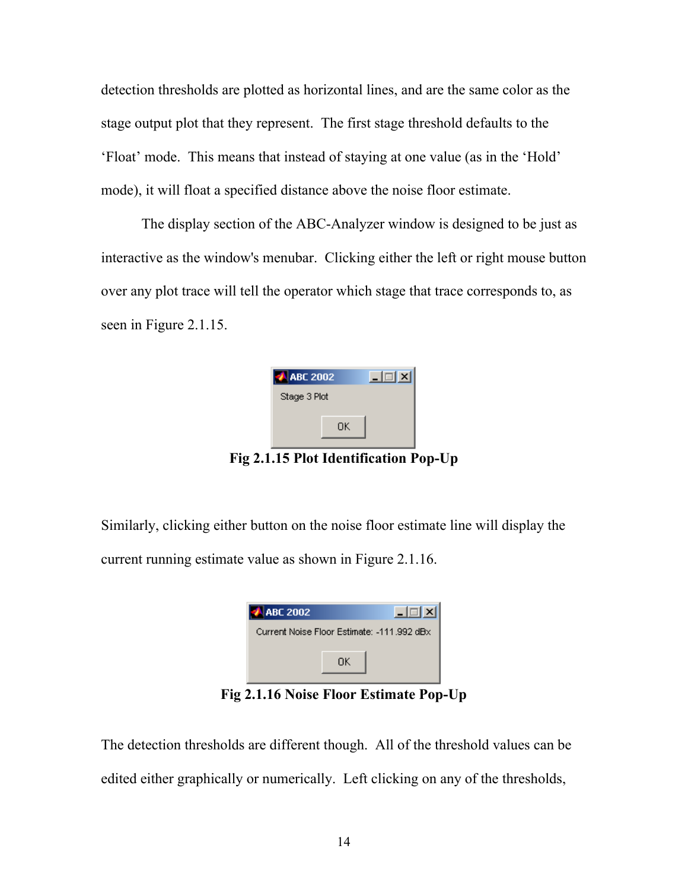detection thresholds are plotted as horizontal lines, and are the same color as the stage output plot that they represent. The first stage threshold defaults to the 'Float' mode. This means that instead of staying at one value (as in the 'Hold' mode), it will float a specified distance above the noise floor estimate.

The display section of the ABC-Analyzer window is designed to be just as interactive as the window's menubar. Clicking either the left or right mouse button over any plot trace will tell the operator which stage that trace corresponds to, as seen in Figure 2.1.15.

**Fig 2.1.15 Plot Identification Pop-Up**

Similarly, clicking either button on the noise floor estimate line will display the current running estimate value as shown in Figure 2.1.16.

**Fig 2.1.16 Noise Floor Estimate Pop-Up**

The detection thresholds are different though. All of the threshold values can be edited either graphically or numerically. Left clicking on any of the thresholds,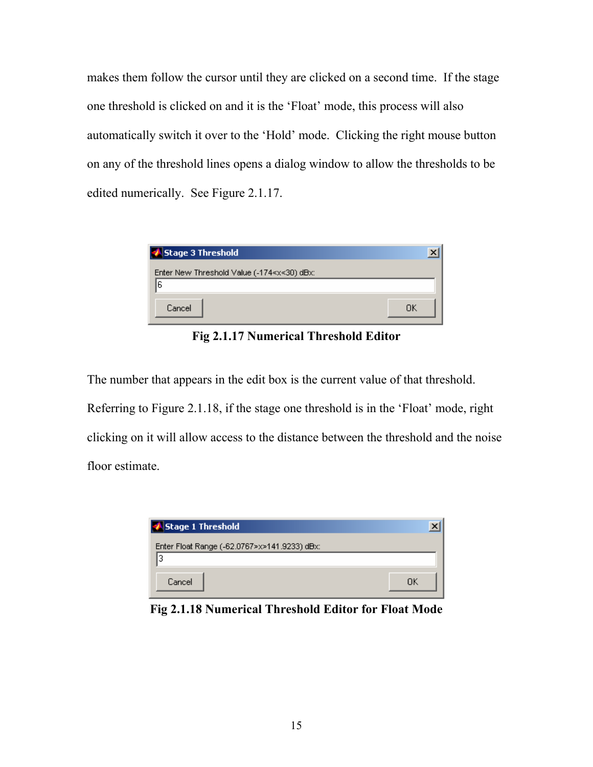makes them follow the cursor until they are clicked on a second time. If the stage one threshold is clicked on and it is the 'Float' mode, this process will also automatically switch it over to the 'Hold' mode. Clicking the right mouse button on any of the threshold lines opens a dialog window to allow the thresholds to be edited numerically. See Figure 2.1.17.

**Fig 2.1.17 Numerical Threshold Editor**

The number that appears in the edit box is the current value of that threshold. Referring to Figure 2.1.18, if the stage one threshold is in the 'Float' mode, right clicking on it will allow access to the distance between the threshold and the noise floor estimate.

**Fig 2.1.18 Numerical Threshold Editor for Float Mode**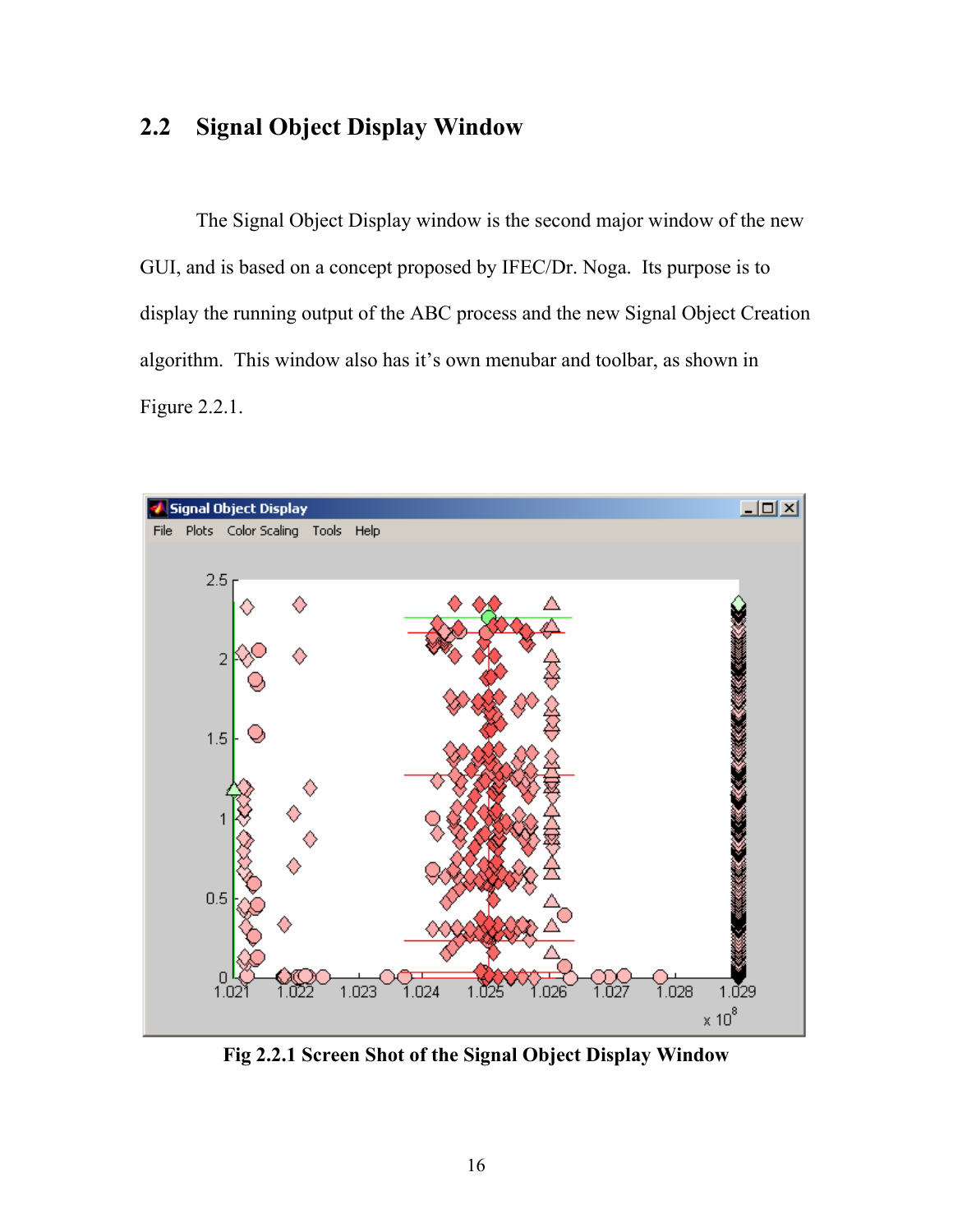## 2.2 Signal Object Display Window

The Signal Object Display window is the second major window of the new GUI, and is based on a concept proposed by IFEC/Dr. Noga. Its purpose is to display the running output of the ABC process and the new Signal Object Creation algorithm. This window also has it's own menubar and toolbar, as shown in Figure 2.2.1.

**Fig 2.2.1 Screen Shot of the Signal Object Display Window**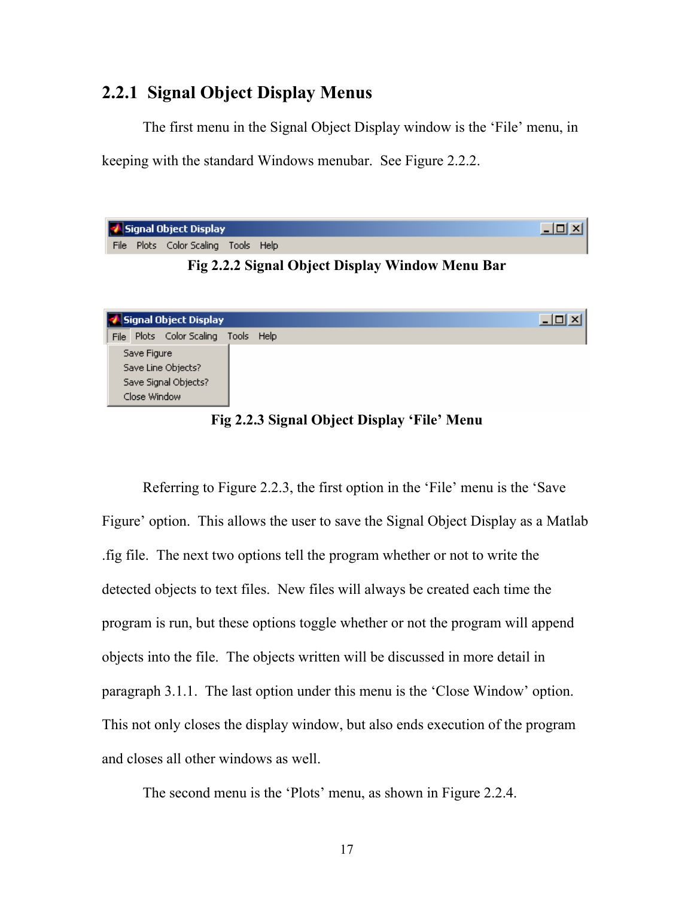### 2.2.1 Signal Object Display Menus

The first menu in the Signal Object Display window is the 'File' menu, in keeping with the standard Windows menubar. See Figure 2.2.2.

Signal Object Display
File Plots Color Scaling Tools Help

**Fig 2.2.2 Signal Object Display Window Menu Bar**

Signal Object Display
File Plots Color Scaling Tools Help
Save Figure
Save Line Objects?
Save Signal Objects?
Close Window

**Fig 2.2.3 Signal Object Display 'File' Menu**

Referring to Figure 2.2.3, the first option in the 'File' menu is the 'Save Figure' option. This allows the user to save the Signal Object Display as a Matlab .fig file. The next two options tell the program whether or not to write the detected objects to text files. New files will always be created each time the program is run, but these options toggle whether or not the program will append objects into the file. The objects written will be discussed in more detail in paragraph 3.1.1. The last option under this menu is the 'Close Window' option. This not only closes the display window, but also ends execution of the program and closes all other windows as well.

The second menu is the 'Plots' menu, as shown in Figure 2.2.4.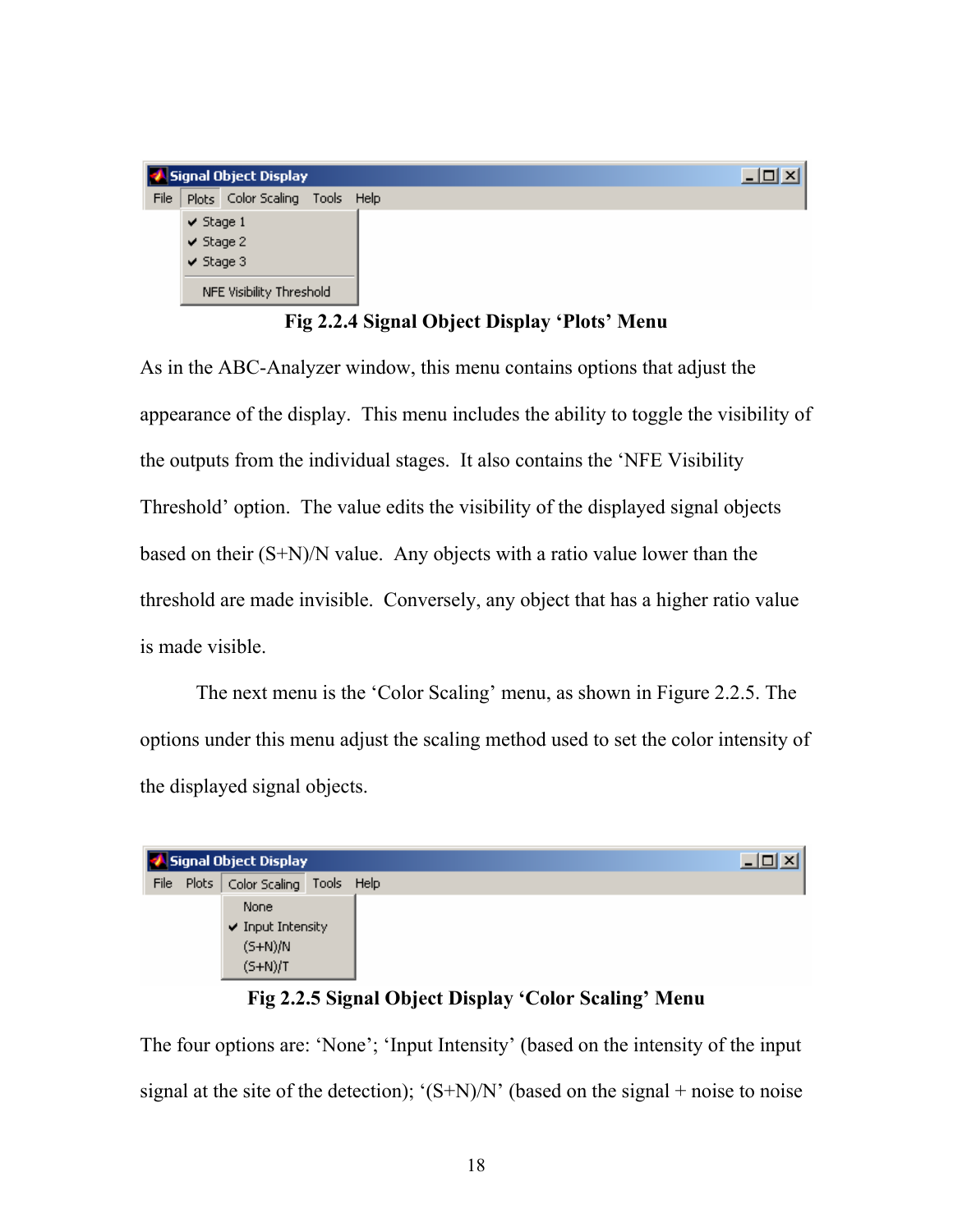Fig 2.2.4 Signal Object Display 'Plots' Menu

As in the ABC-Analyzer window, this menu contains options that adjust the appearance of the display. This menu includes the ability to toggle the visibility of the outputs from the individual stages. It also contains the 'NFE Visibility Threshold' option. The value edits the visibility of the displayed signal objects based on their (S+N)/N value. Any objects with a ratio value lower than the threshold are made invisible. Conversely, any object that has a higher ratio value is made visible.

The next menu is the 'Color Scaling' menu, as shown in Figure 2.2.5. The options under this menu adjust the scaling method used to set the color intensity of the displayed signal objects.

Fig 2.2.5 Signal Object Display 'Color Scaling' Menu

The four options are: 'None'; 'Input Intensity' (based on the intensity of the input signal at the site of the detection); '(S+N)/N' (based on the signal + noise to noise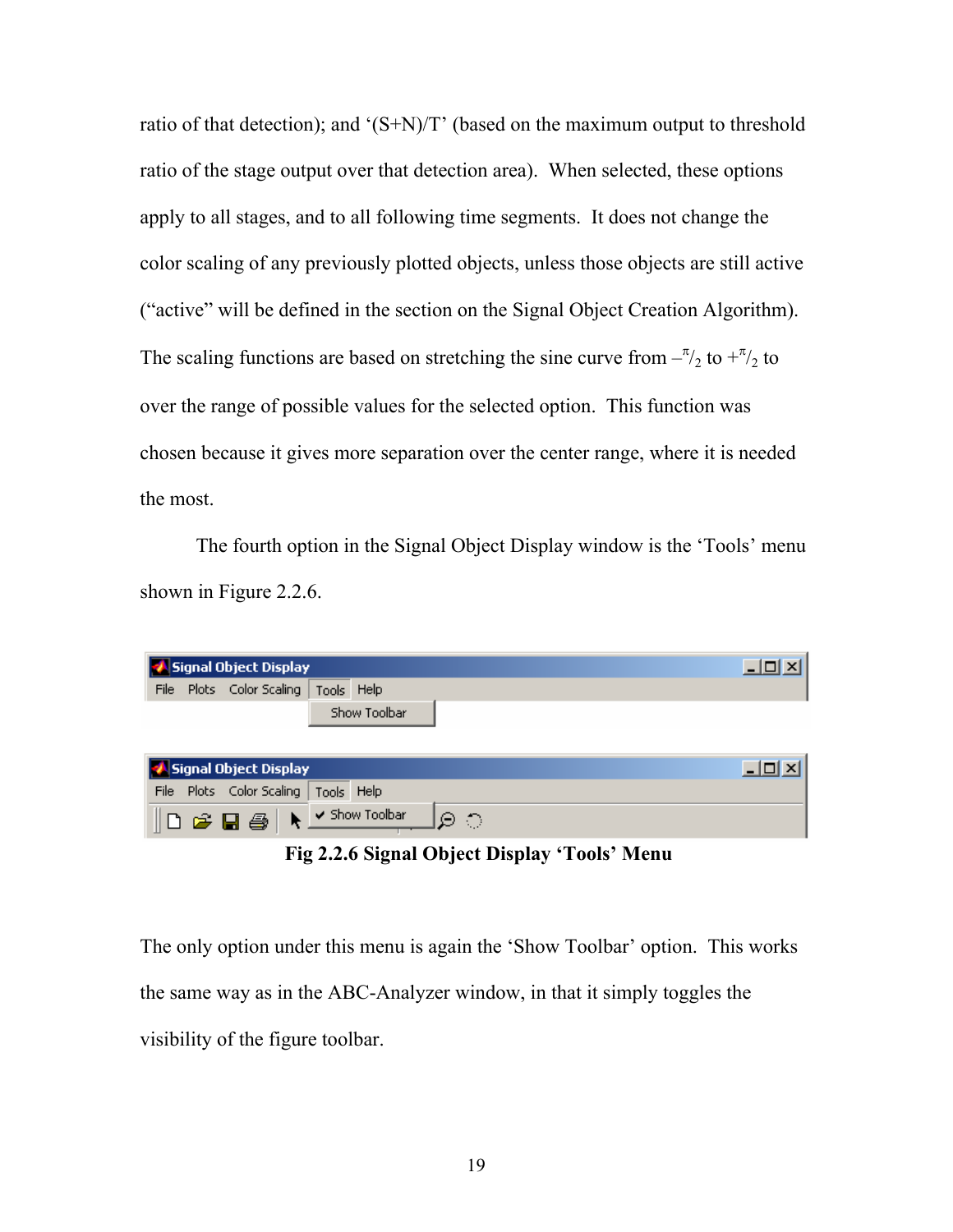ratio of that detection); and '(S+N)/T' (based on the maximum output to threshold ratio of the stage output over that detection area). When selected, these options apply to all stages, and to all following time segments. It does not change the color scaling of any previously plotted objects, unless those objects are still active ("active" will be defined in the section on the Signal Object Creation Algorithm). The scaling functions are based on stretching the sine curve from $-^{\pi}/_{2}$ to $+^{\pi}/_{2}$ to over the range of possible values for the selected option. This function was chosen because it gives more separation over the center range, where it is needed the most.

The fourth option in the Signal Object Display window is the 'Tools' menu shown in Figure 2.2.6.

**Fig 2.2.6 Signal Object Display 'Tools' Menu**

The only option under this menu is again the 'Show Toolbar' option. This works the same way as in the ABC-Analyzer window, in that it simply toggles the visibility of the figure toolbar.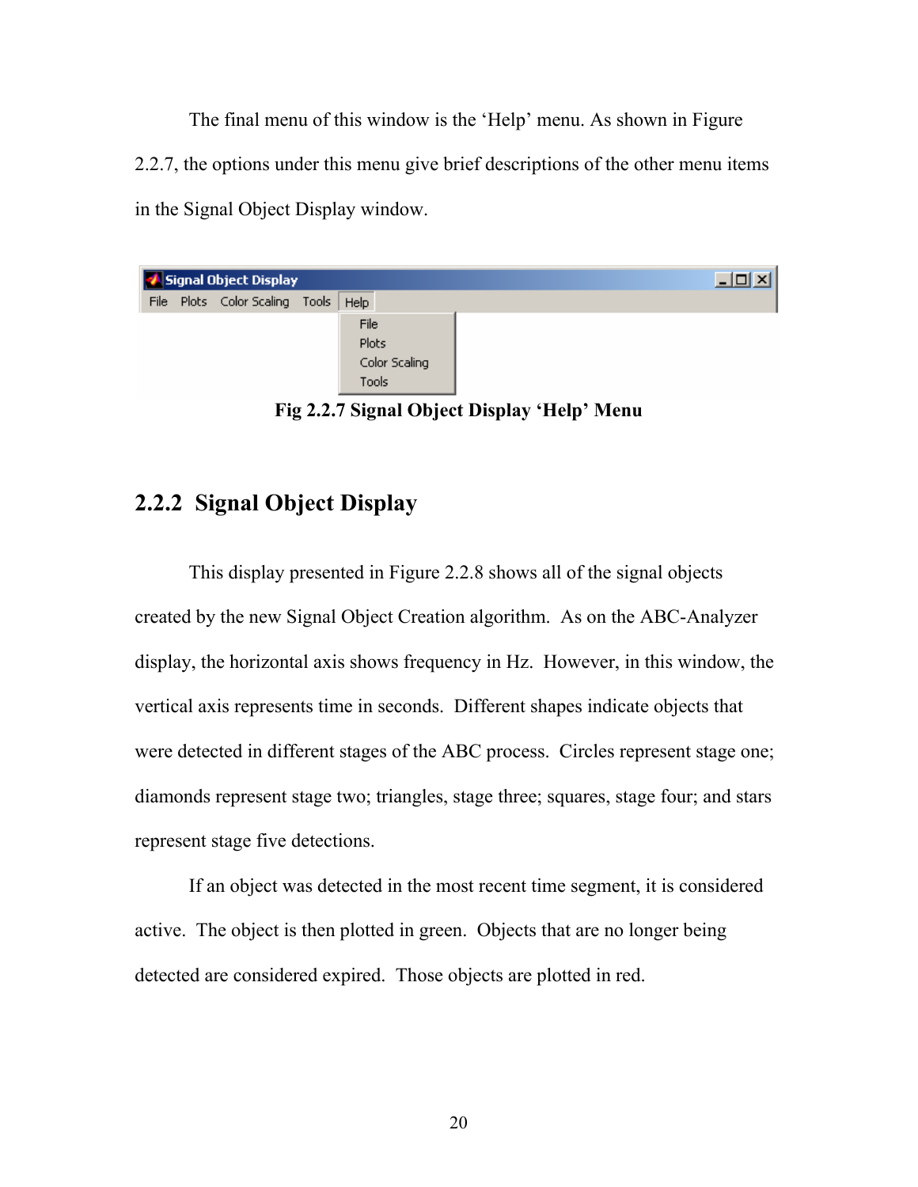The final menu of this window is the 'Help' menu. As shown in Figure 2.2.7, the options under this menu give brief descriptions of the other menu items in the Signal Object Display window.

**Fig 2.2.7 Signal Object Display 'Help' Menu**

### 2.2.2 Signal Object Display

This display presented in Figure 2.2.8 shows all of the signal objects created by the new Signal Object Creation algorithm. As on the ABC-Analyzer display, the horizontal axis shows frequency in Hz. However, in this window, the vertical axis represents time in seconds. Different shapes indicate objects that were detected in different stages of the ABC process. Circles represent stage one; diamonds represent stage two; triangles, stage three; squares, stage four; and stars represent stage five detections.

If an object was detected in the most recent time segment, it is considered active. The object is then plotted in green. Objects that are no longer being detected are considered expired. Those objects are plotted in red.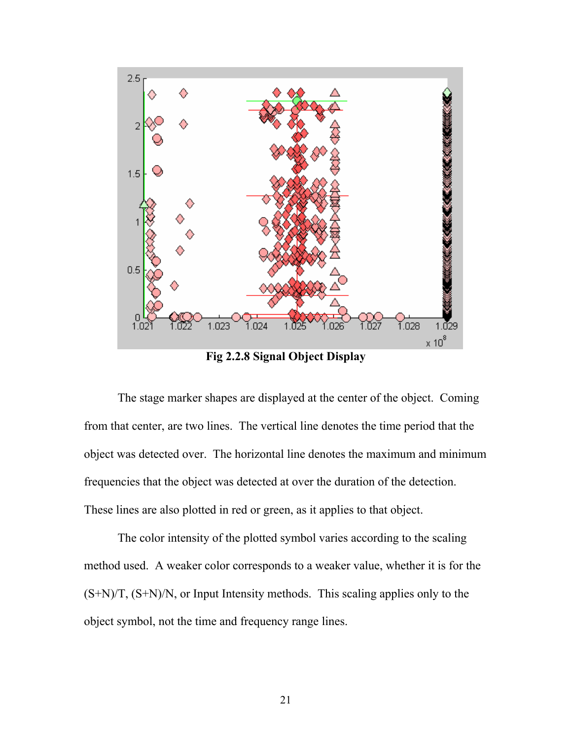**Fig 2.2.8 Signal Object Display**

The stage marker shapes are displayed at the center of the object. Coming from that center, are two lines. The vertical line denotes the time period that the object was detected over. The horizontal line denotes the maximum and minimum frequencies that the object was detected at over the duration of the detection. These lines are also plotted in red or green, as it applies to that object.

The color intensity of the plotted symbol varies according to the scaling method used. A weaker color corresponds to a weaker value, whether it is for the (S+N)/T, (S+N)/N, or Input Intensity methods. This scaling applies only to the object symbol, not the time and frequency range lines.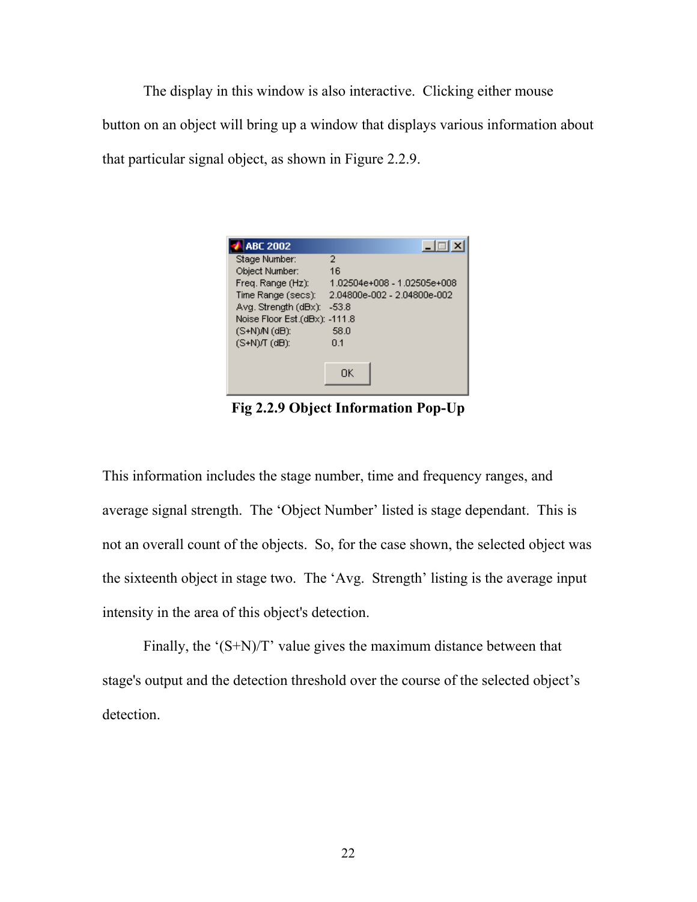The display in this window is also interactive. Clicking either mouse button on an object will bring up a window that displays various information about that particular signal object, as shown in Figure 2.2.9.

| ABC 2002 | |
|---|---|
| Stage Number: | 2 |
| Object Number: | 16 |
| Freq. Range (Hz): | 1.02504e+008 - 1.02505e+008 |
| Time Range (secs): | 2.04800e-002 - 2.04800e-002 |
| Avg. Strength (dBx): | -53.8 |
| Noise Floor Est.(dBx): | -111.8 |
| (S+N)/N (dB): | 58.0 |
| (S+N)/T (dB): | 0.1 |

OK

**Fig 2.2.9 Object Information Pop-Up**

This information includes the stage number, time and frequency ranges, and average signal strength. The 'Object Number' listed is stage dependant. This is not an overall count of the objects. So, for the case shown, the selected object was the sixteenth object in stage two. The 'Avg. Strength' listing is the average input intensity in the area of this object's detection.

Finally, the '(S+N)/T' value gives the maximum distance between that stage's output and the detection threshold over the course of the selected object's detection.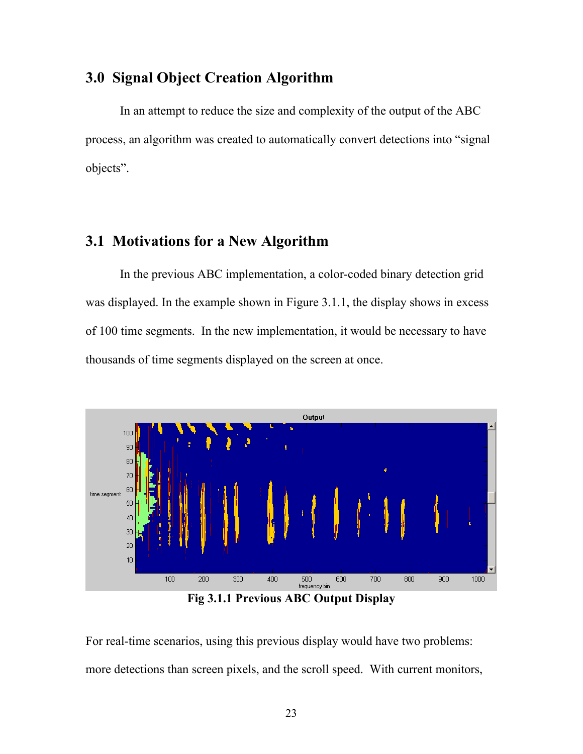## 3.0 Signal Object Creation Algorithm

In an attempt to reduce the size and complexity of the output of the ABC process, an algorithm was created to automatically convert detections into "signal objects".

## 3.1 Motivations for a New Algorithm

In the previous ABC implementation, a color-coded binary detection grid was displayed. In the example shown in Figure 3.1.1, the display shows in excess of 100 time segments. In the new implementation, it would be necessary to have thousands of time segments displayed on the screen at once.

**Fig 3.1.1 Previous ABC Output Display**

For real-time scenarios, using this previous display would have two problems: more detections than screen pixels, and the scroll speed. With current monitors,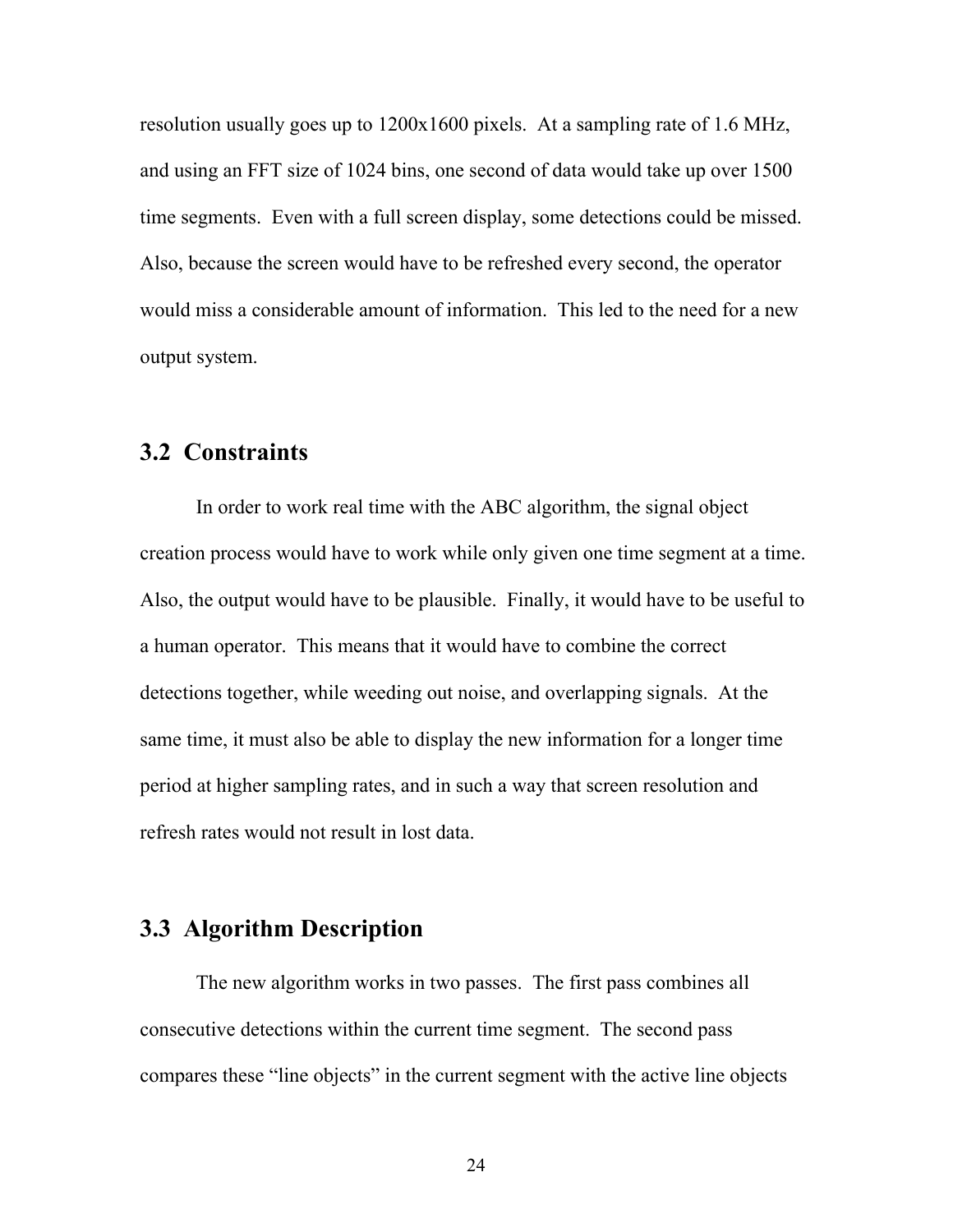resolution usually goes up to 1200x1600 pixels. At a sampling rate of 1.6 MHz, and using an FFT size of 1024 bins, one second of data would take up over 1500 time segments. Even with a full screen display, some detections could be missed. Also, because the screen would have to be refreshed every second, the operator would miss a considerable amount of information. This led to the need for a new output system.

## 3.2 Constraints

In order to work real time with the ABC algorithm, the signal object creation process would have to work while only given one time segment at a time. Also, the output would have to be plausible. Finally, it would have to be useful to a human operator. This means that it would have to combine the correct detections together, while weeding out noise, and overlapping signals. At the same time, it must also be able to display the new information for a longer time period at higher sampling rates, and in such a way that screen resolution and refresh rates would not result in lost data.

## 3.3 Algorithm Description

The new algorithm works in two passes. The first pass combines all consecutive detections within the current time segment. The second pass compares these "line objects" in the current segment with the active line objects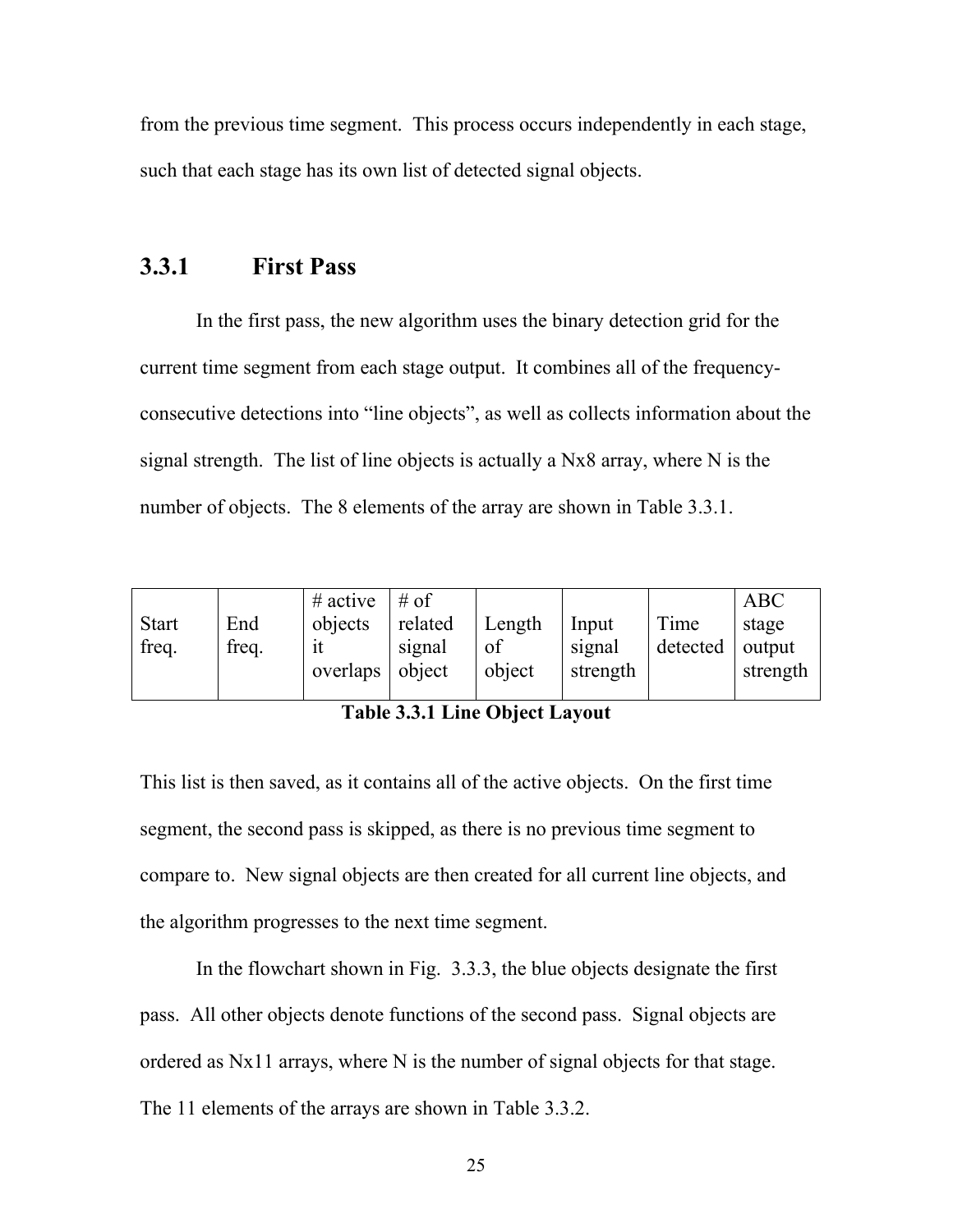from the previous time segment. This process occurs independently in each stage, such that each stage has its own list of detected signal objects.

### 3.3.1 First Pass

In the first pass, the new algorithm uses the binary detection grid for the current time segment from each stage output. It combines all of the frequency-consecutive detections into "line objects", as well as collects information about the signal strength. The list of line objects is actually a Nx8 array, where N is the number of objects. The 8 elements of the array are shown in Table 3.3.1.

| Start freq. | End freq. | # active objects it overlaps | # of related signal object | Length of object | Input signal strength | Time detected | ABC stage output strength |
|---|---|---|---|---|---|---|---|

**Table 3.3.1 Line Object Layout**

This list is then saved, as it contains all of the active objects. On the first time segment, the second pass is skipped, as there is no previous time segment to compare to. New signal objects are then created for all current line objects, and the algorithm progresses to the next time segment.

In the flowchart shown in Fig. 3.3.3, the blue objects designate the first pass. All other objects denote functions of the second pass. Signal objects are ordered as Nx11 arrays, where N is the number of signal objects for that stage. The 11 elements of the arrays are shown in Table 3.3.2.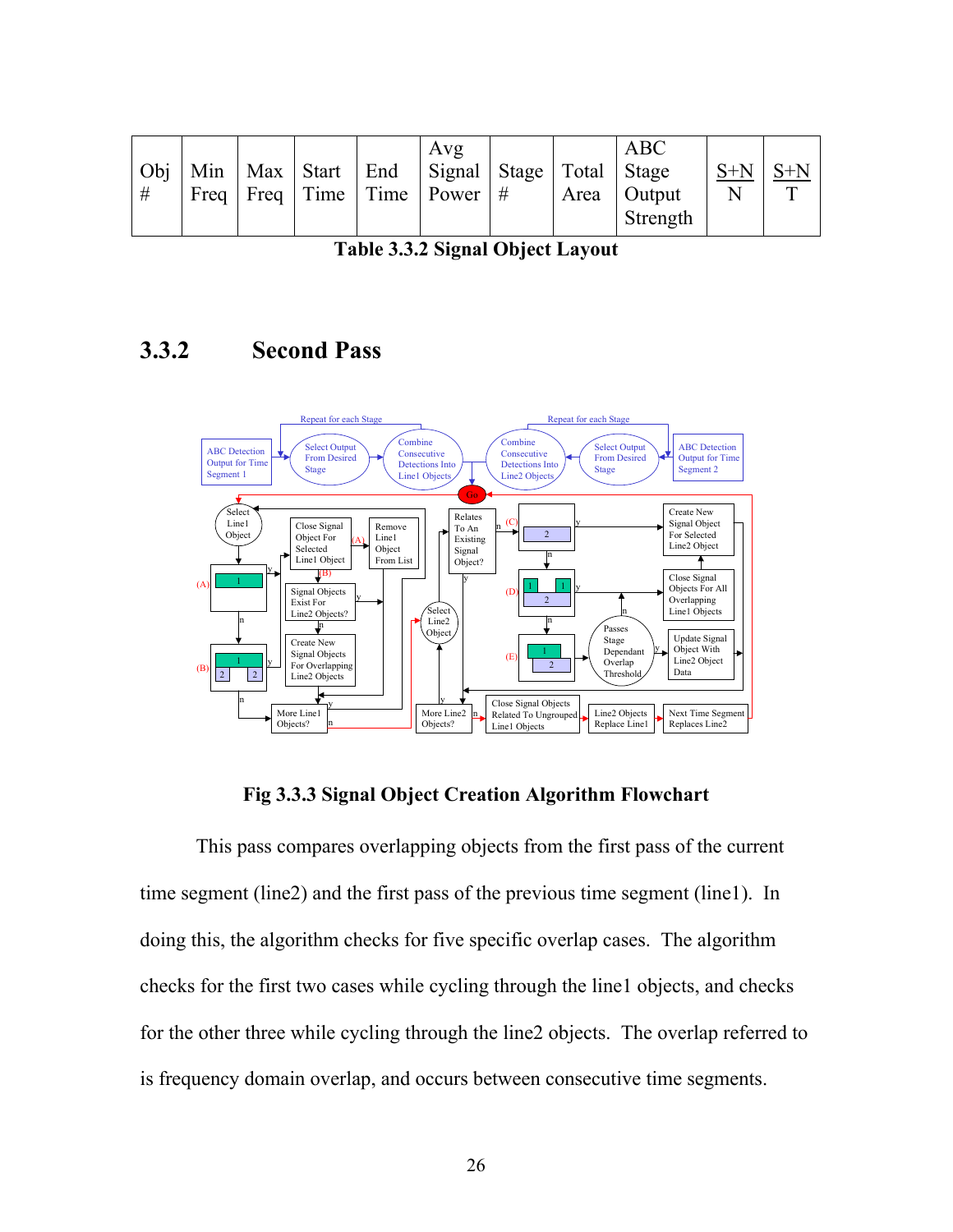| Obj # | Min Freq | Max Freq | Start Time | End Time | Avg Signal Power | Stage # | Total Area | ABC Stage Output Strength | S+N / N | S+N / T |
|---|---|---|---|---|---|---|---|---|---|---|

**Table 3.3.2 Signal Object Layout**

## 3.3.2 Second Pass

**Fig 3.3.3 Signal Object Creation Algorithm Flowchart**

This pass compares overlapping objects from the first pass of the current time segment (line2) and the first pass of the previous time segment (line1). In doing this, the algorithm checks for five specific overlap cases. The algorithm checks for the first two cases while cycling through the line1 objects, and checks for the other three while cycling through the line2 objects. The overlap referred to is frequency domain overlap, and occurs between consecutive time segments.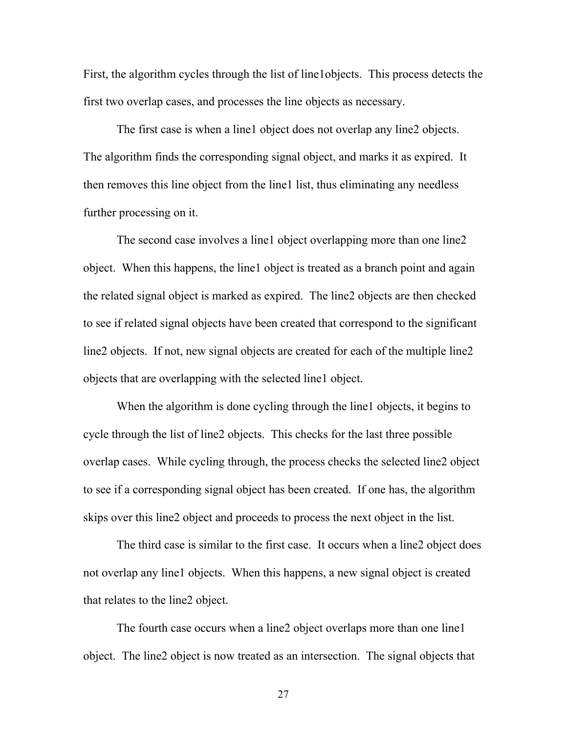First, the algorithm cycles through the list of line1objects. This process detects the first two overlap cases, and processes the line objects as necessary.

The first case is when a line1 object does not overlap any line2 objects. The algorithm finds the corresponding signal object, and marks it as expired. It then removes this line object from the line1 list, thus eliminating any needless further processing on it.

The second case involves a line1 object overlapping more than one line2 object. When this happens, the line1 object is treated as a branch point and again the related signal object is marked as expired. The line2 objects are then checked to see if related signal objects have been created that correspond to the significant line2 objects. If not, new signal objects are created for each of the multiple line2 objects that are overlapping with the selected line1 object.

When the algorithm is done cycling through the line1 objects, it begins to cycle through the list of line2 objects. This checks for the last three possible overlap cases. While cycling through, the process checks the selected line2 object to see if a corresponding signal object has been created. If one has, the algorithm skips over this line2 object and proceeds to process the next object in the list.

The third case is similar to the first case. It occurs when a line2 object does not overlap any line1 objects. When this happens, a new signal object is created that relates to the line2 object.

The fourth case occurs when a line2 object overlaps more than one line1 object. The line2 object is now treated as an intersection. The signal objects that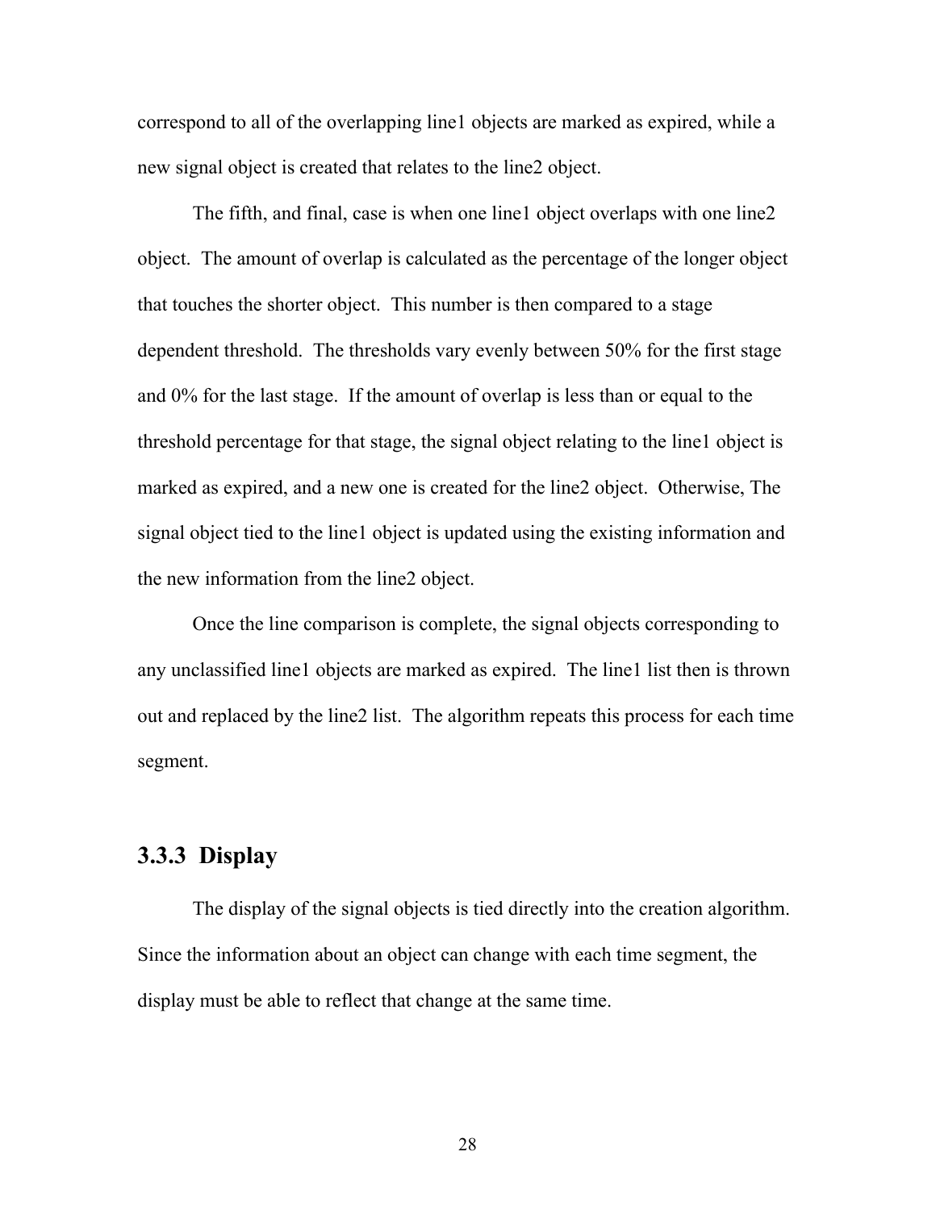correspond to all of the overlapping line1 objects are marked as expired, while a new signal object is created that relates to the line2 object.

The fifth, and final, case is when one line1 object overlaps with one line2 object. The amount of overlap is calculated as the percentage of the longer object that touches the shorter object. This number is then compared to a stage dependent threshold. The thresholds vary evenly between 50% for the first stage and 0% for the last stage. If the amount of overlap is less than or equal to the threshold percentage for that stage, the signal object relating to the line1 object is marked as expired, and a new one is created for the line2 object. Otherwise, The signal object tied to the line1 object is updated using the existing information and the new information from the line2 object.

Once the line comparison is complete, the signal objects corresponding to any unclassified line1 objects are marked as expired. The line1 list then is thrown out and replaced by the line2 list. The algorithm repeats this process for each time segment.

### 3.3.3 Display

The display of the signal objects is tied directly into the creation algorithm. Since the information about an object can change with each time segment, the display must be able to reflect that change at the same time.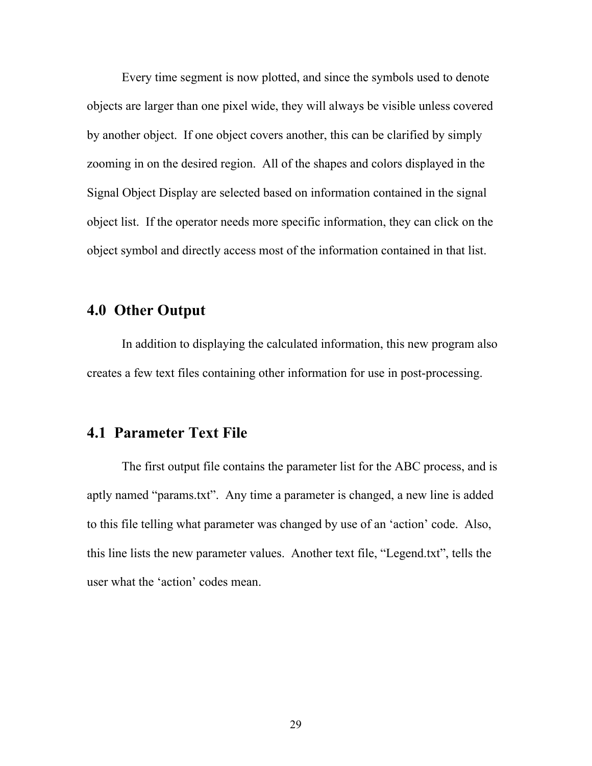Every time segment is now plotted, and since the symbols used to denote objects are larger than one pixel wide, they will always be visible unless covered by another object. If one object covers another, this can be clarified by simply zooming in on the desired region. All of the shapes and colors displayed in the Signal Object Display are selected based on information contained in the signal object list. If the operator needs more specific information, they can click on the object symbol and directly access most of the information contained in that list.

## 4.0 Other Output

In addition to displaying the calculated information, this new program also creates a few text files containing other information for use in post-processing.

## 4.1 Parameter Text File

The first output file contains the parameter list for the ABC process, and is aptly named "params.txt". Any time a parameter is changed, a new line is added to this file telling what parameter was changed by use of an 'action' code. Also, this line lists the new parameter values. Another text file, "Legend.txt", tells the user what the 'action' codes mean.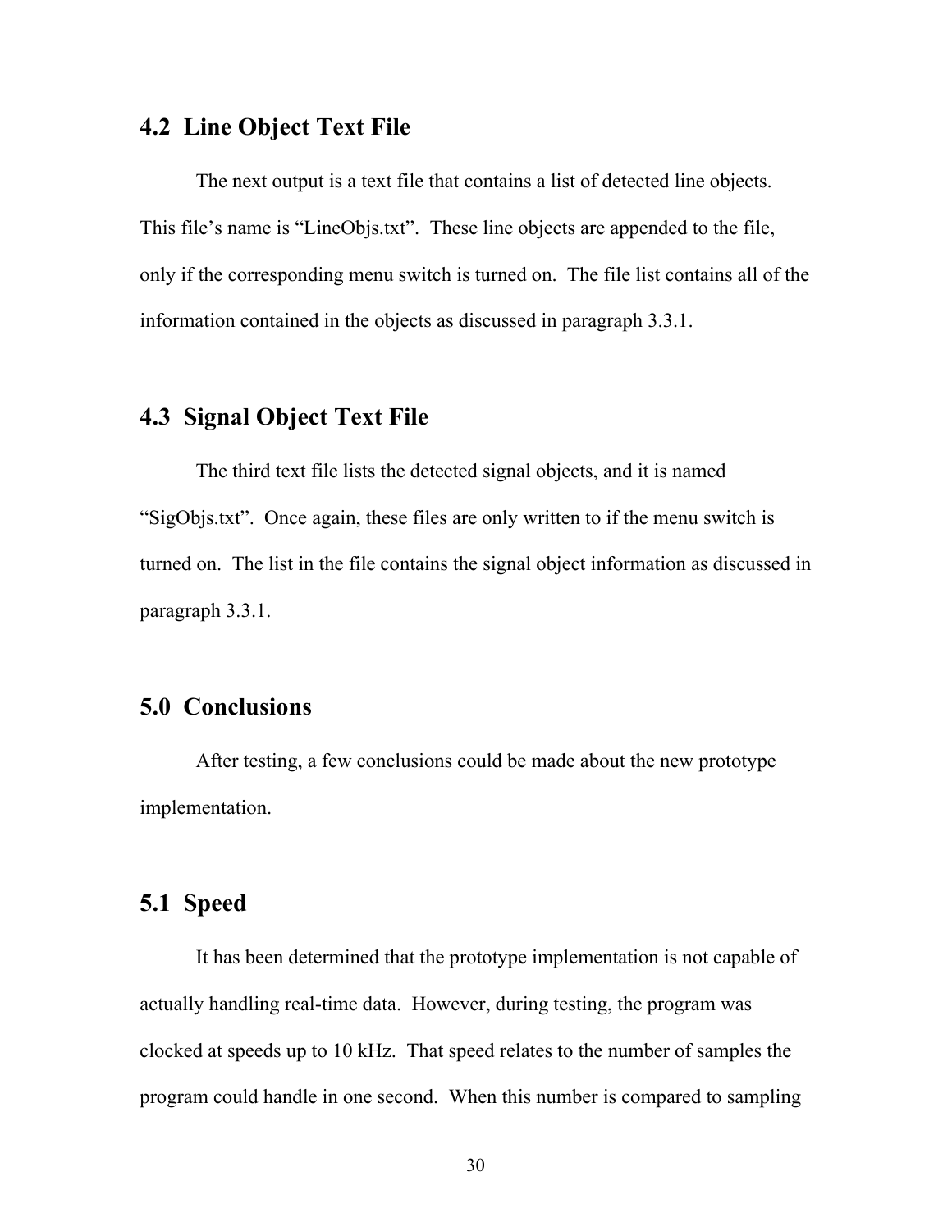## 4.2 Line Object Text File

The next output is a text file that contains a list of detected line objects. This file's name is "LineObjs.txt". These line objects are appended to the file, only if the corresponding menu switch is turned on. The file list contains all of the information contained in the objects as discussed in paragraph 3.3.1.

## 4.3 Signal Object Text File

The third text file lists the detected signal objects, and it is named "SigObjs.txt". Once again, these files are only written to if the menu switch is turned on. The list in the file contains the signal object information as discussed in paragraph 3.3.1.

## 5.0 Conclusions

After testing, a few conclusions could be made about the new prototype implementation.

## 5.1 Speed

It has been determined that the prototype implementation is not capable of actually handling real-time data. However, during testing, the program was clocked at speeds up to 10 kHz. That speed relates to the number of samples the program could handle in one second. When this number is compared to sampling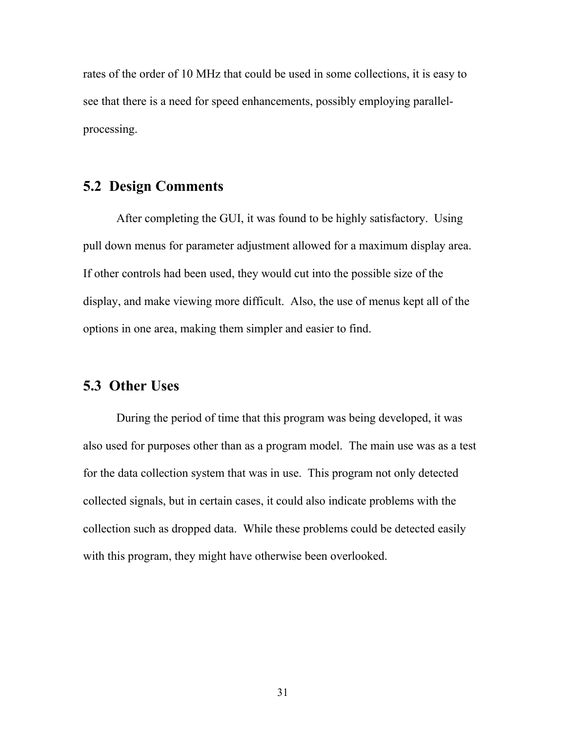rates of the order of 10 MHz that could be used in some collections, it is easy to see that there is a need for speed enhancements, possibly employing parallel-processing.

## 5.2 Design Comments

After completing the GUI, it was found to be highly satisfactory. Using pull down menus for parameter adjustment allowed for a maximum display area. If other controls had been used, they would cut into the possible size of the display, and make viewing more difficult. Also, the use of menus kept all of the options in one area, making them simpler and easier to find.

## 5.3 Other Uses

During the period of time that this program was being developed, it was also used for purposes other than as a program model. The main use was as a test for the data collection system that was in use. This program not only detected collected signals, but in certain cases, it could also indicate problems with the collection such as dropped data. While these problems could be detected easily with this program, they might have otherwise been overlooked.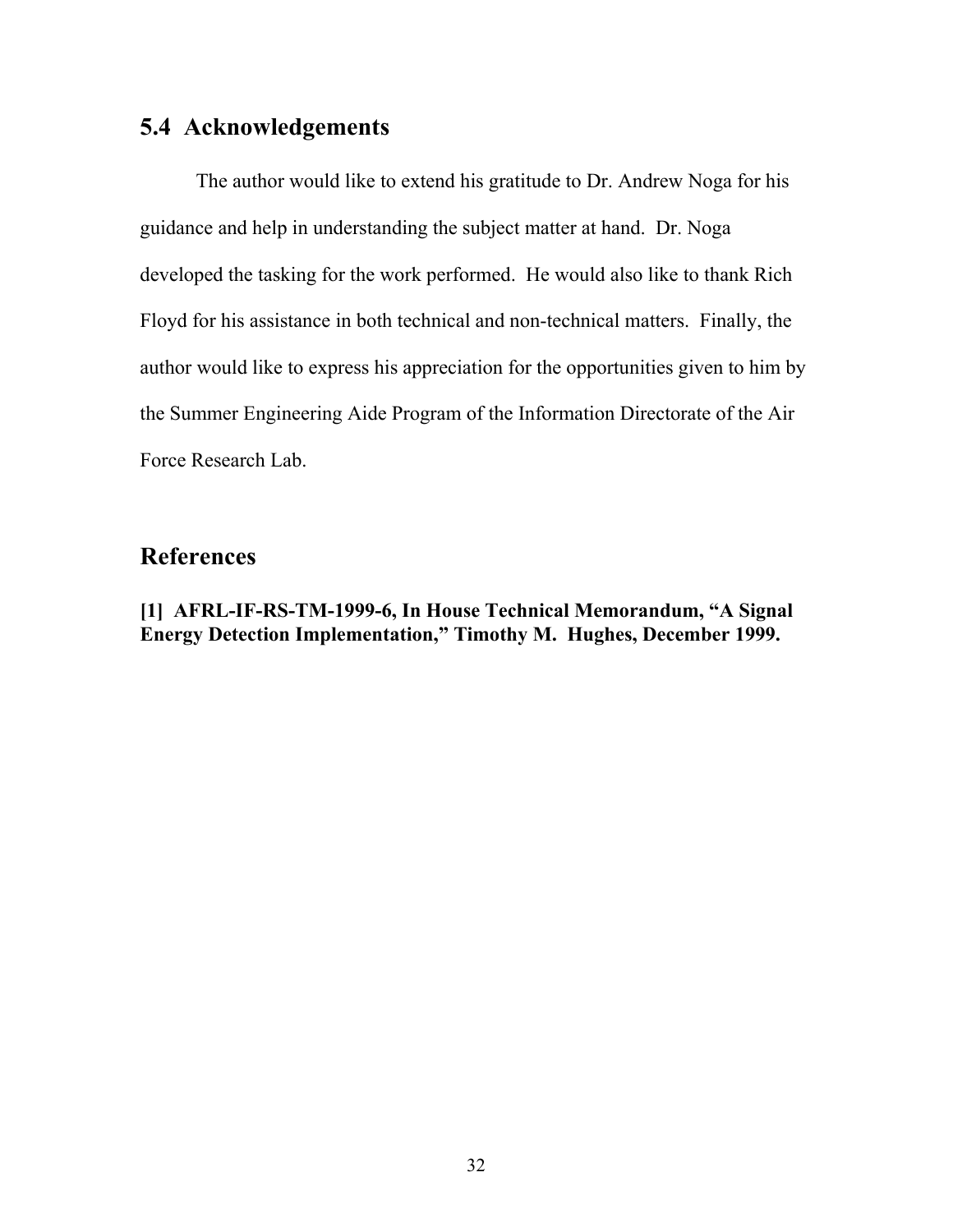## 5.4 Acknowledgements

The author would like to extend his gratitude to Dr. Andrew Noga for his guidance and help in understanding the subject matter at hand. Dr. Noga developed the tasking for the work performed. He would also like to thank Rich Floyd for his assistance in both technical and non-technical matters. Finally, the author would like to express his appreciation for the opportunities given to him by the Summer Engineering Aide Program of the Information Directorate of the Air Force Research Lab.

## References

**[1] AFRL-IF-RS-TM-1999-6, In House Technical Memorandum, "A Signal Energy Detection Implementation," Timothy M. Hughes, December 1999.**